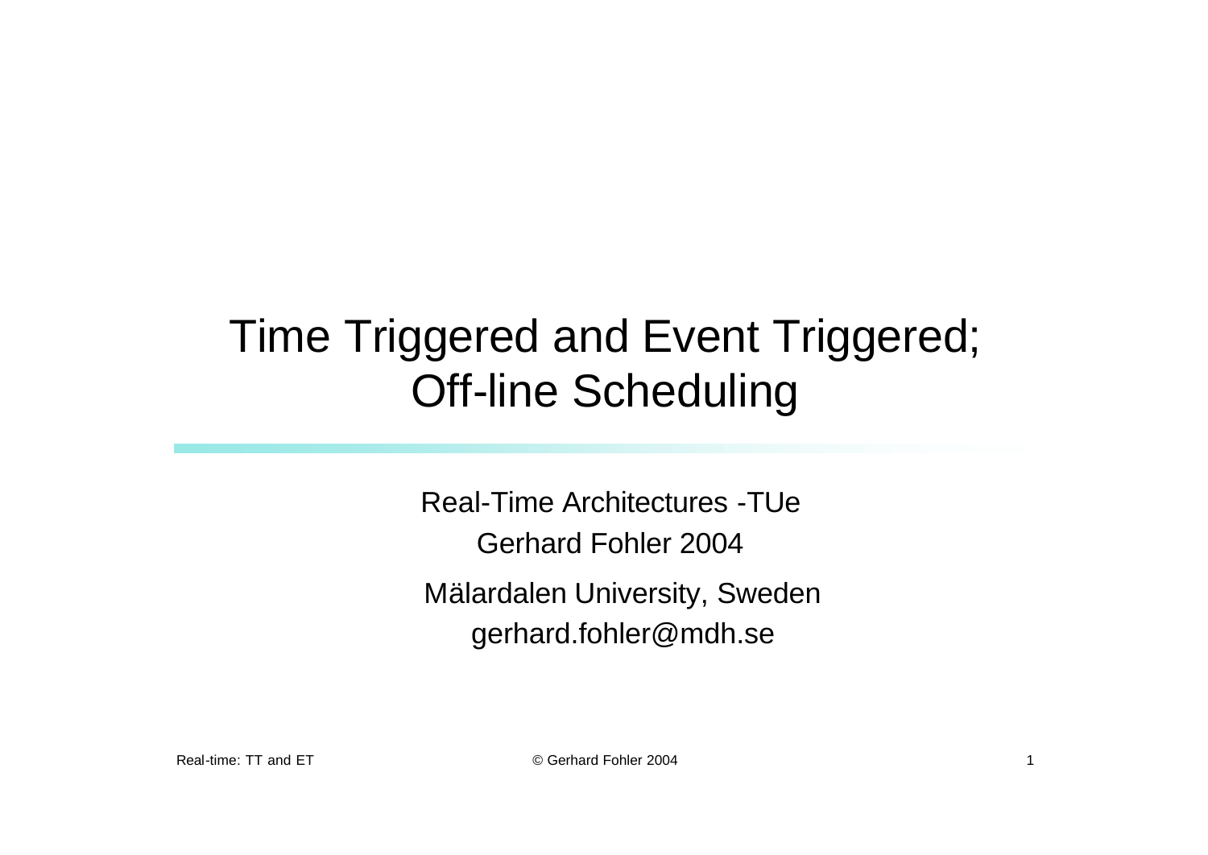# Time Triggered and Event Triggered; Off-line Scheduling

Real-Time Architectures -TUe

Gerhard Fohler 2004

Mälardalen University, Sweden

gerhard.fohler@mdh.se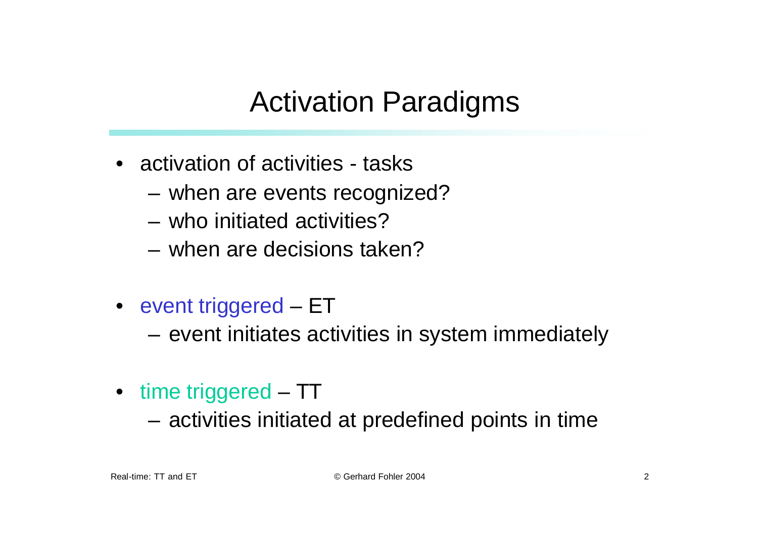# Activation Paradigms

- activation of activities - tasks
  - when are events recognized?
  - who initiated activities?
  - when are decisions taken?

- event triggered – ET
  - event initiates activities in system immediately

- time triggered – TT
  - activities initiated at predefined points in time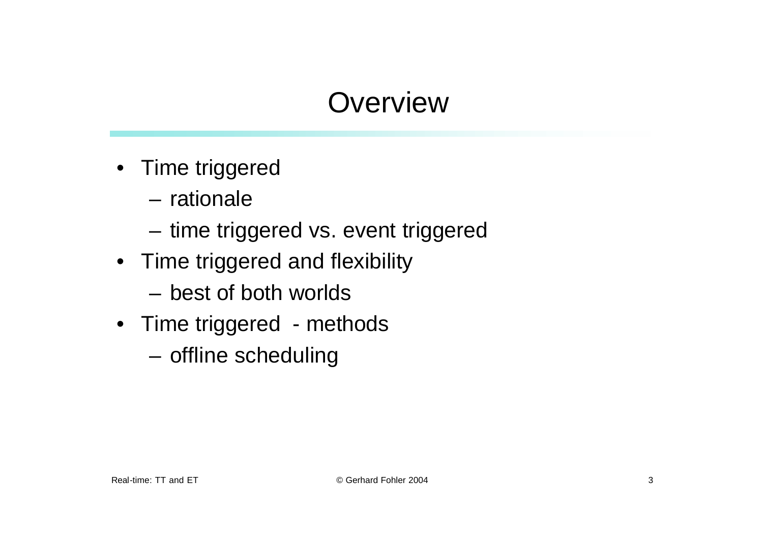# Overview

- Time triggered
  - rationale
  - time triggered vs. event triggered
- Time triggered and flexibility
  - best of both worlds
- Time triggered - methods
  - offline scheduling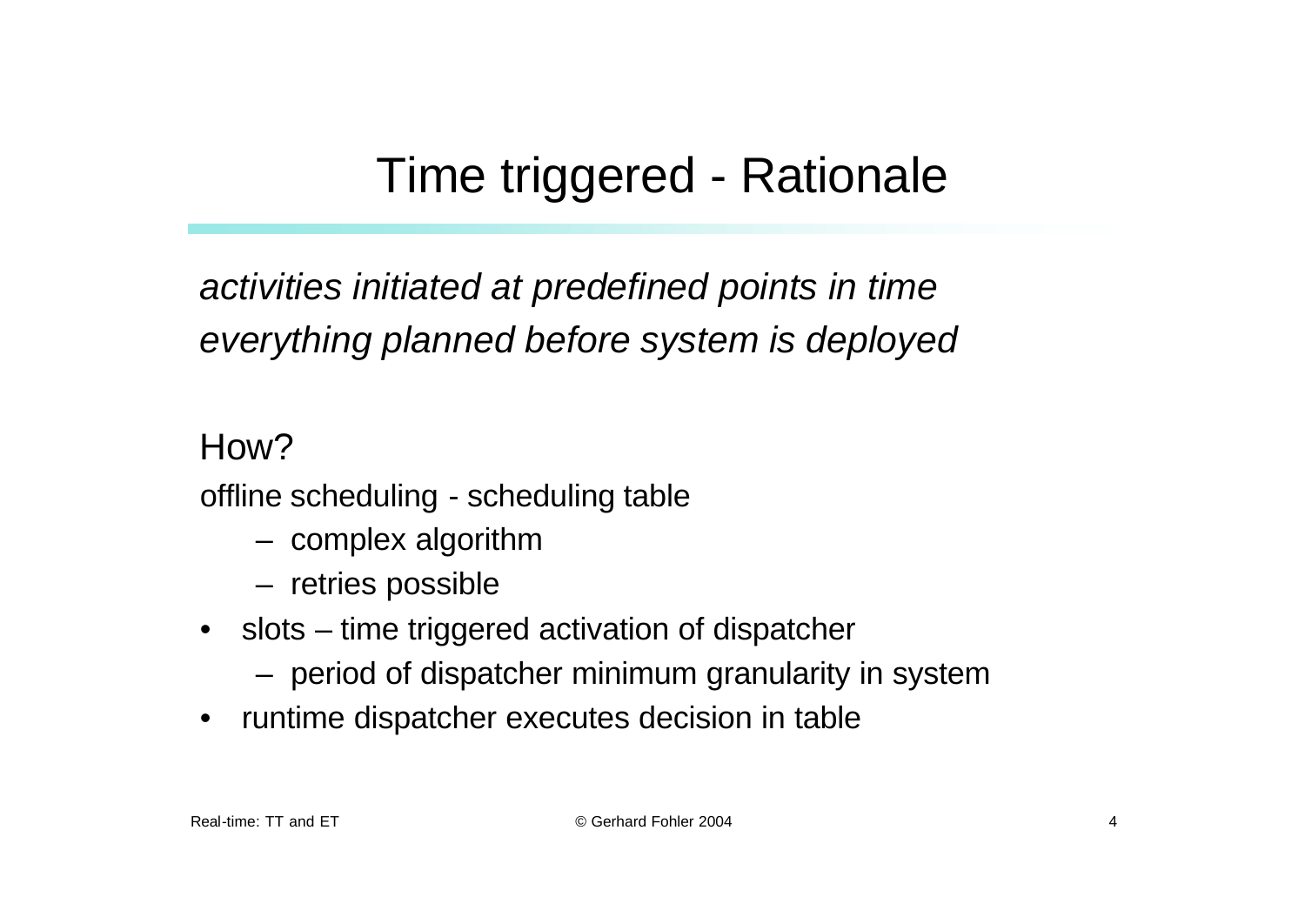# Time triggered - Rationale

*activities initiated at predefined points in time*
*everything planned before system is deployed*

How?

offline scheduling - scheduling table

- complex algorithm
- retries possible

- slots – time triggered activation of dispatcher
  - period of dispatcher minimum granularity in system
- runtime dispatcher executes decision in table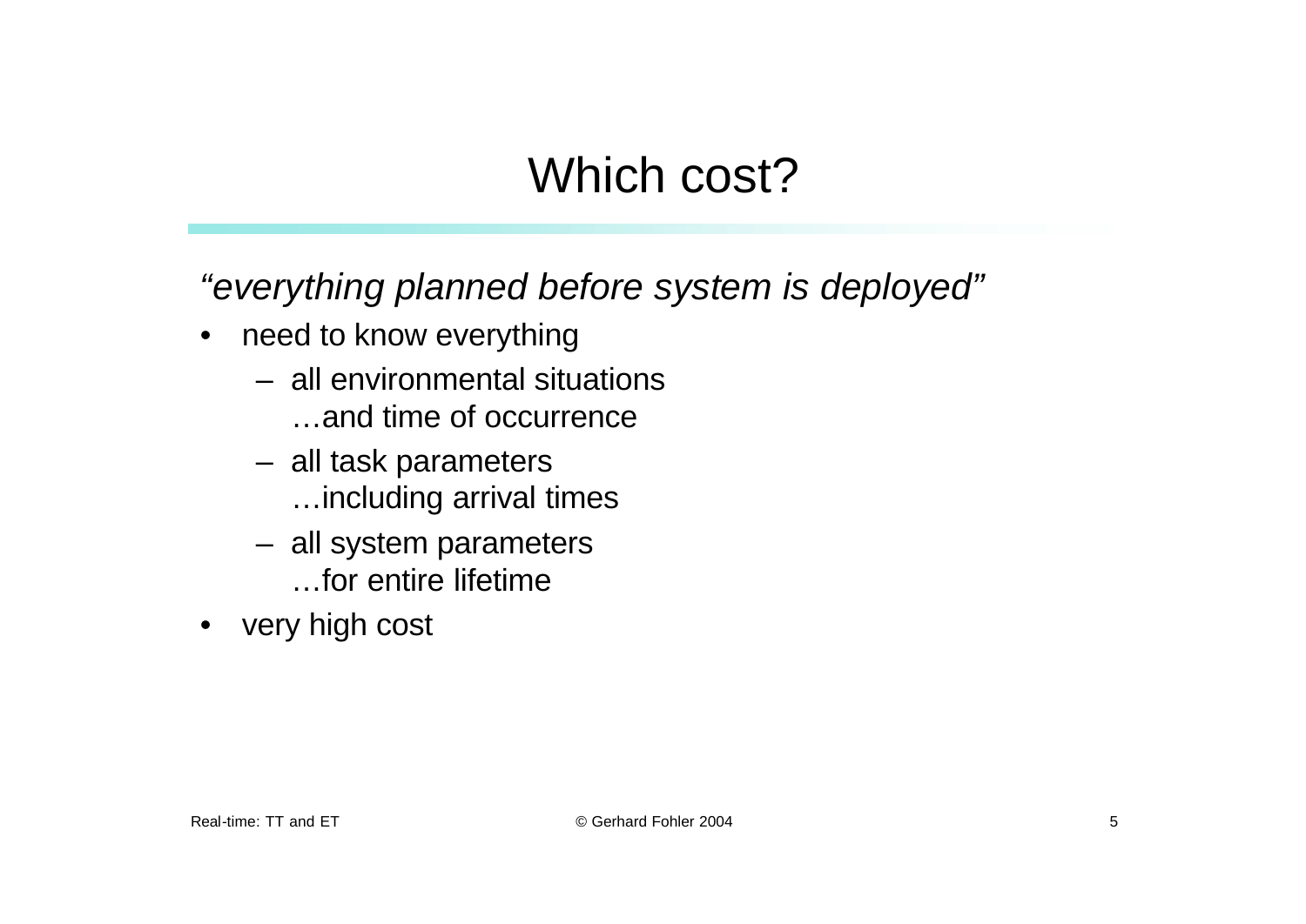# Which cost?

*"everything planned before system is deployed"*

- need to know everything
  - all environmental situations
    …and time of occurrence
  - all task parameters
    …including arrival times
  - all system parameters
    …for entire lifetime
- very high cost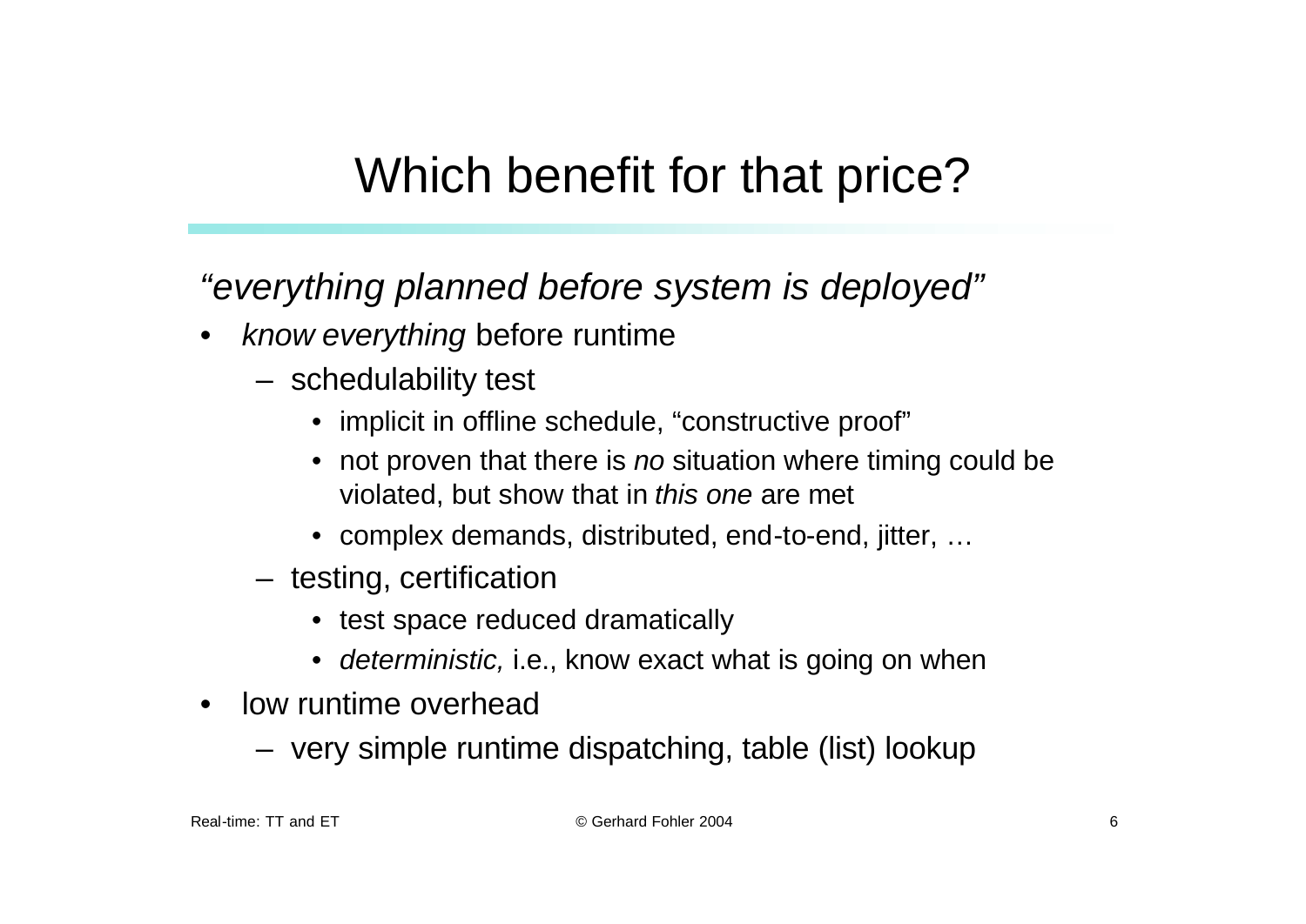# Which benefit for that price?

*"everything planned before system is deployed"*

- *know everything* before runtime
  - schedulability test
    - implicit in offline schedule, "constructive proof"
    - not proven that there is *no* situation where timing could be violated, but show that in *this one* are met
    - complex demands, distributed, end-to-end, jitter, …
  - testing, certification
    - test space reduced dramatically
    - *deterministic,* i.e., know exact what is going on when
- low runtime overhead
  - very simple runtime dispatching, table (list) lookup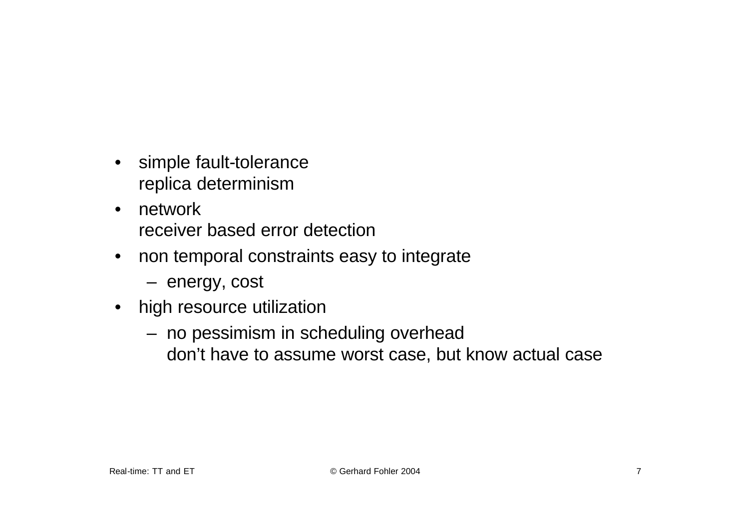- simple fault-tolerance
  replica determinism
- network
  receiver based error detection
- non temporal constraints easy to integrate
  - energy, cost
- high resource utilization
  - no pessimism in scheduling overhead
    don’t have to assume worst case, but know actual case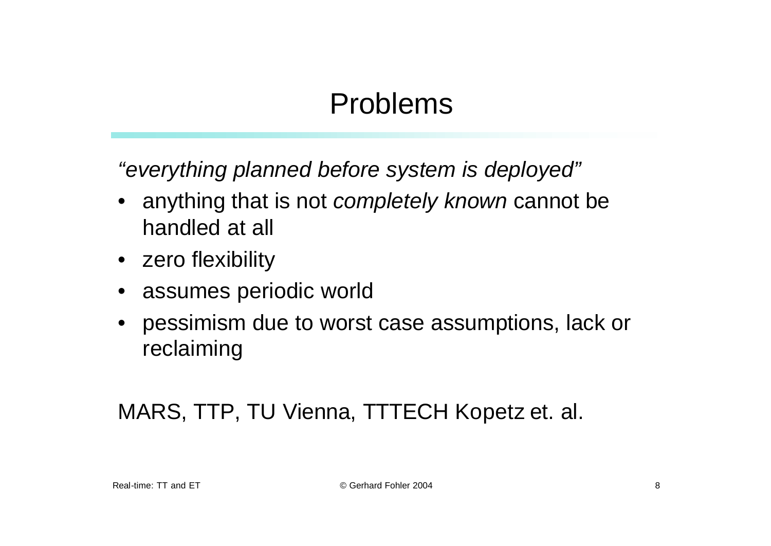# Problems

*"everything planned before system is deployed"*

- anything that is not *completely known* cannot be handled at all
- zero flexibility
- assumes periodic world
- pessimism due to worst case assumptions, lack or reclaiming

MARS, TTP, TU Vienna, TTTECH Kopetz et. al.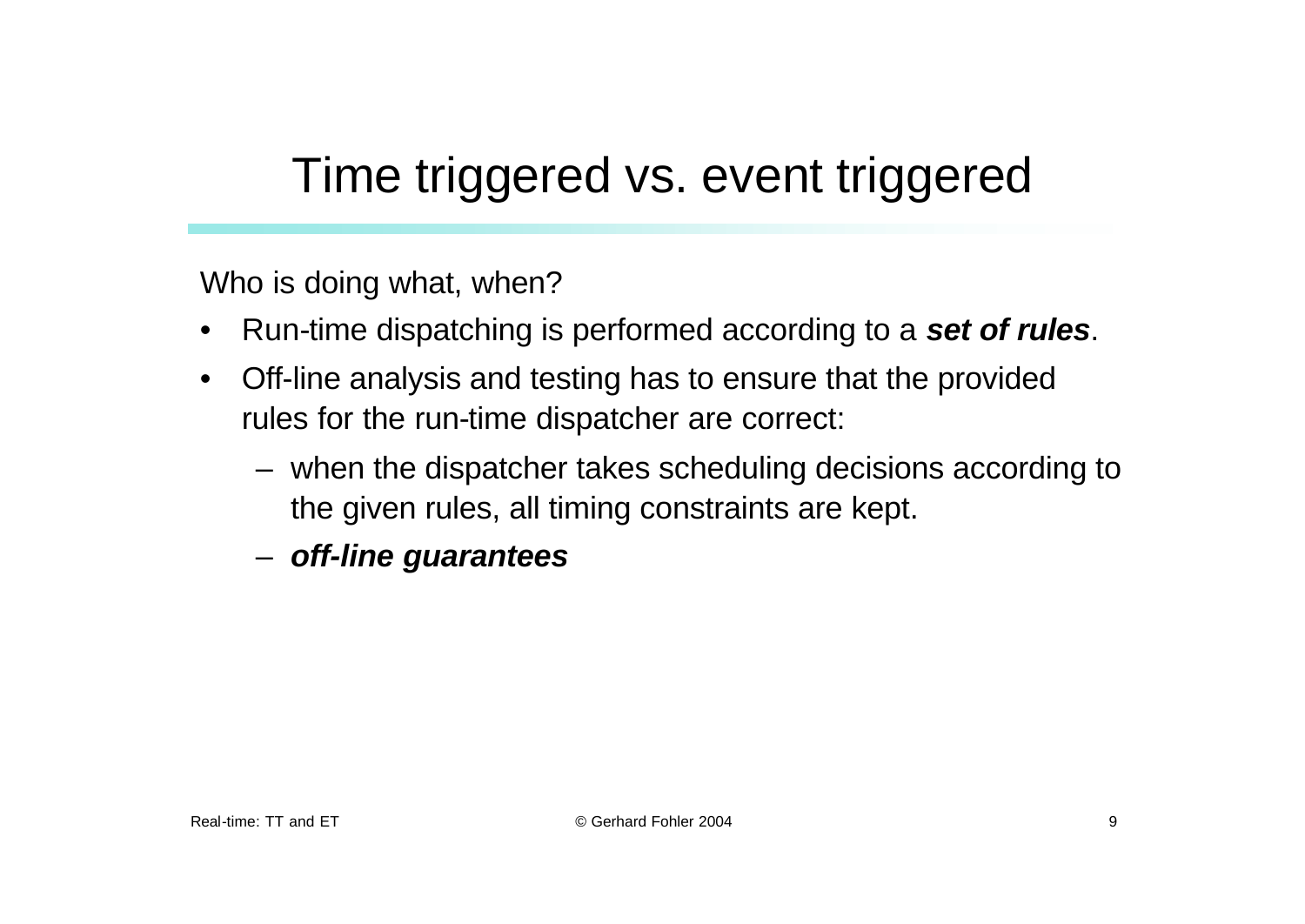# Time triggered vs. event triggered

Who is doing what, when?

- Run-time dispatching is performed according to a ***set of rules***.
- Off-line analysis and testing has to ensure that the provided rules for the run-time dispatcher are correct:
  - when the dispatcher takes scheduling decisions according to the given rules, all timing constraints are kept.
  - ***off-line guarantees***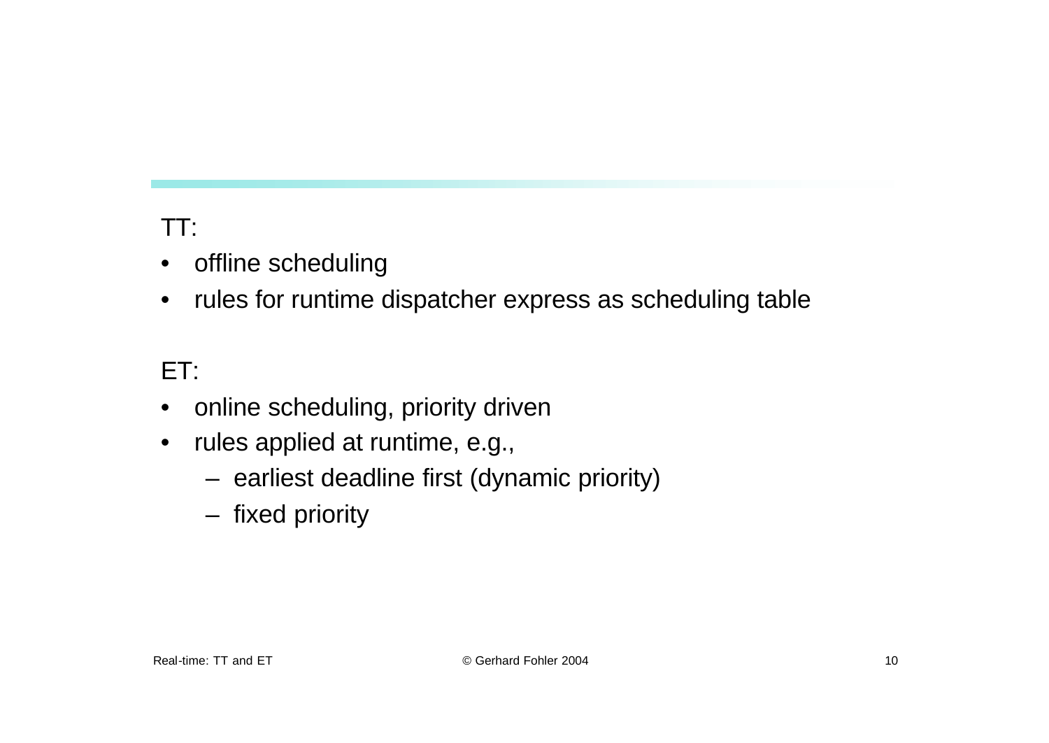TT:

- offline scheduling
- rules for runtime dispatcher express as scheduling table

ET:

- online scheduling, priority driven
- rules applied at runtime, e.g.,
  - earliest deadline first (dynamic priority)
  - fixed priority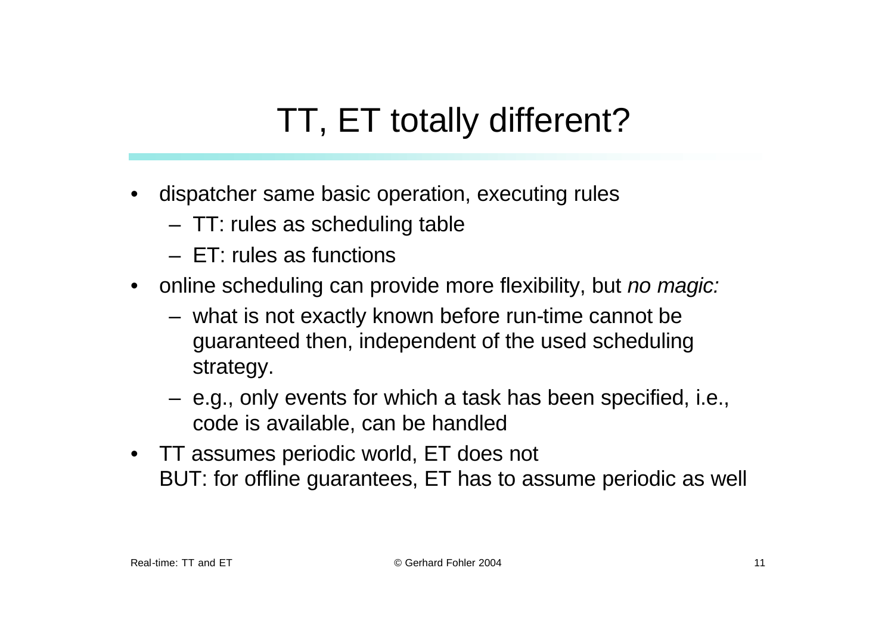# TT, ET totally different?

- dispatcher same basic operation, executing rules
  - TT: rules as scheduling table
  - ET: rules as functions
- online scheduling can provide more flexibility, but *no magic:*
  - what is not exactly known before run-time cannot be guaranteed then, independent of the used scheduling strategy.
  - e.g., only events for which a task has been specified, i.e., code is available, can be handled
- TT assumes periodic world, ET does not
  BUT: for offline guarantees, ET has to assume periodic as well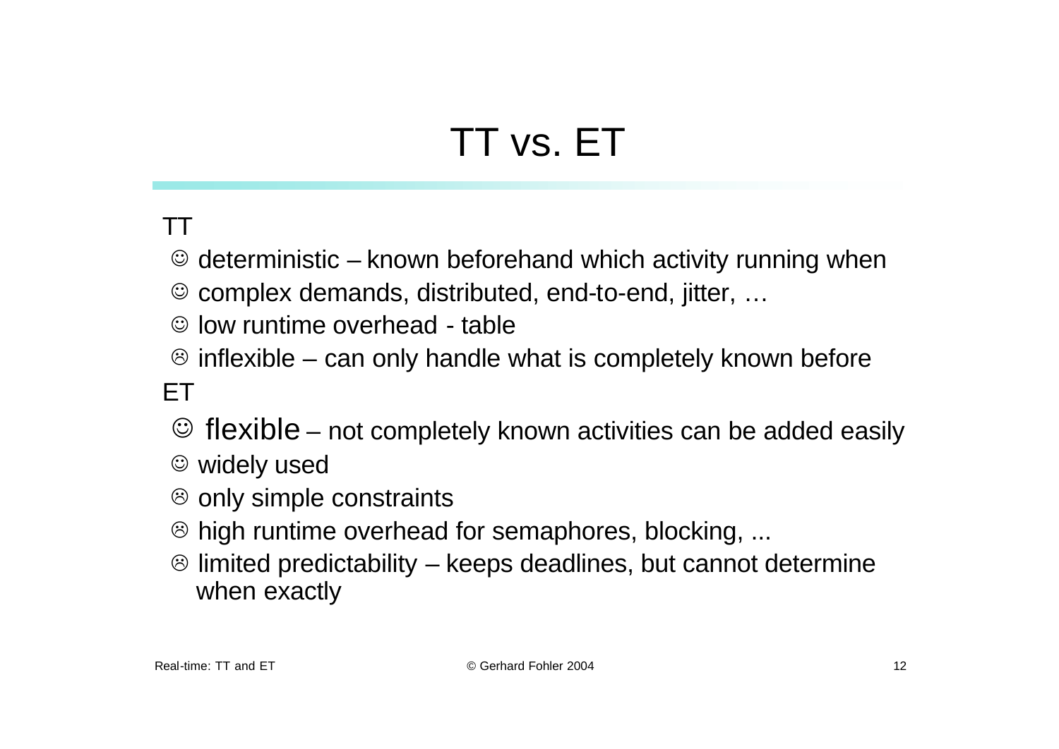# TT vs. ET

TT

- ☺ deterministic – known beforehand which activity running when
- ☺ complex demands, distributed, end-to-end, jitter, …
- ☺ low runtime overhead - table
- ☹ inflexible – can only handle what is completely known before

ET

- ☺ flexible – not completely known activities can be added easily
- ☺ widely used
- ☹ only simple constraints
- ☹ high runtime overhead for semaphores, blocking, ...
- ☹ limited predictability – keeps deadlines, but cannot determine when exactly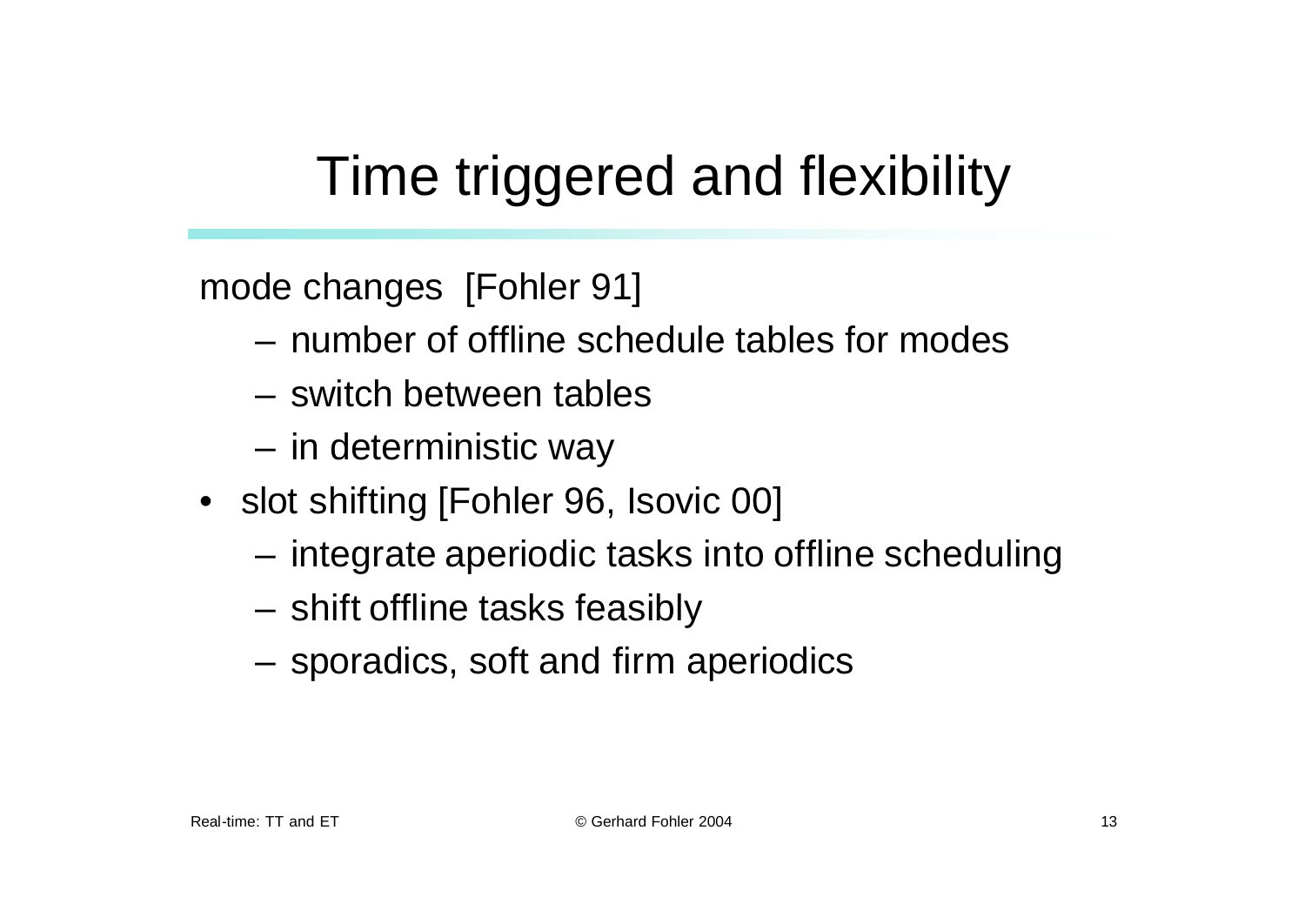# Time triggered and flexibility

mode changes [Fohler 91]

- number of offline schedule tables for modes
- switch between tables
- in deterministic way

- slot shifting [Fohler 96, Isovic 00]
  - integrate aperiodic tasks into offline scheduling
  - shift offline tasks feasibly
  - sporadics, soft and firm aperiodics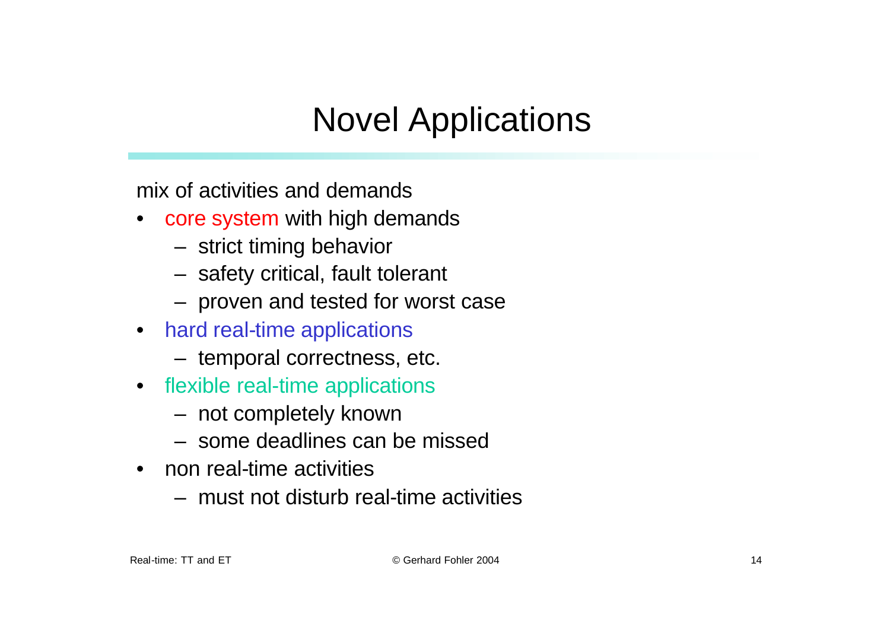# Novel Applications

mix of activities and demands

- core system with high demands
  - strict timing behavior
  - safety critical, fault tolerant
  - proven and tested for worst case
- hard real-time applications
  - temporal correctness, etc.
- flexible real-time applications
  - not completely known
  - some deadlines can be missed
- non real-time activities
  - must not disturb real-time activities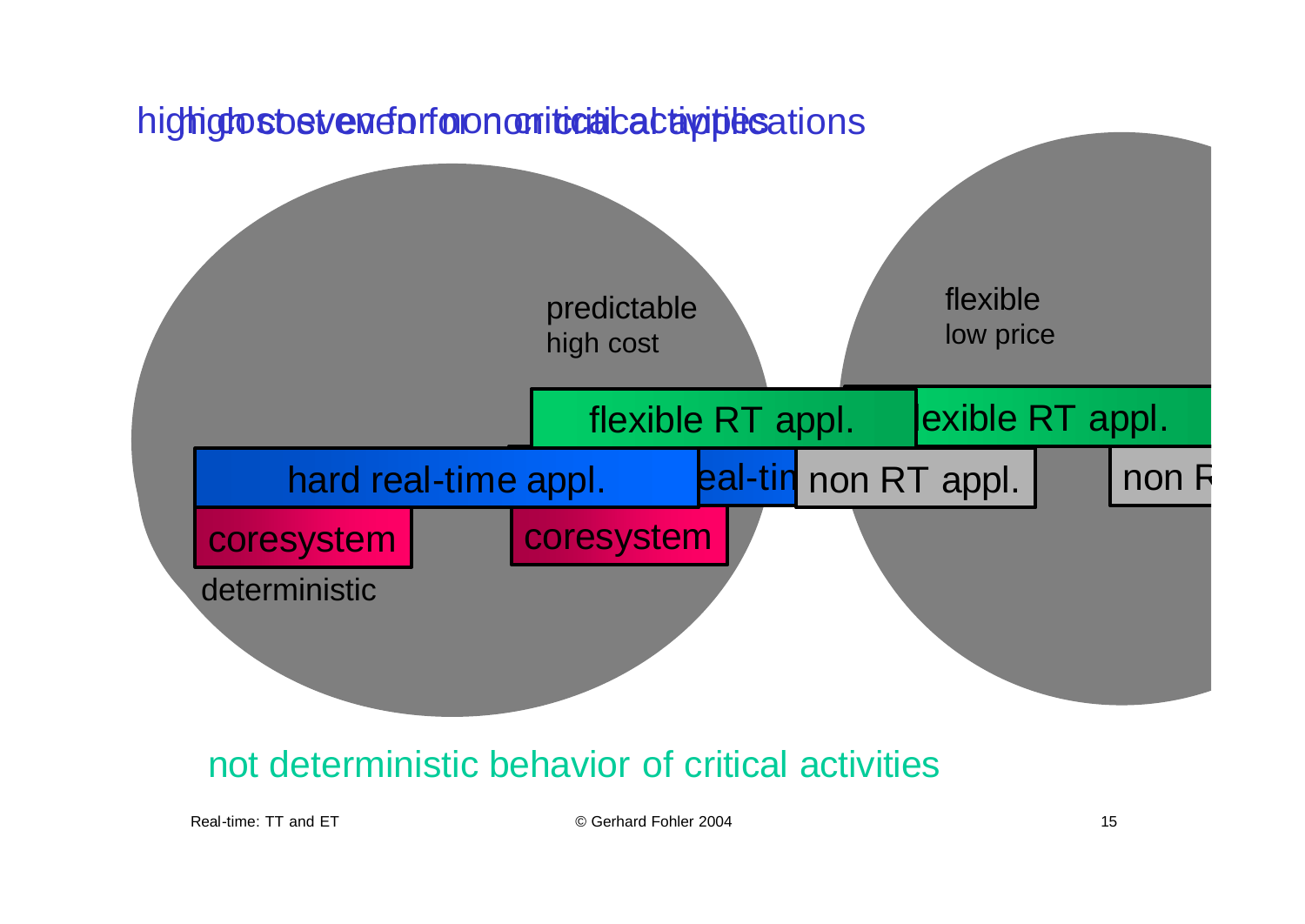high cost even for non critical activities / high cost even for non critical applications

predictable
high cost

flexible
low price

flexible RT appl.

flexible RT appl.

hard real-time appl.

real-time

non RT appl.

non RT

coresystem

coresystem

deterministic

not deterministic behavior of critical activities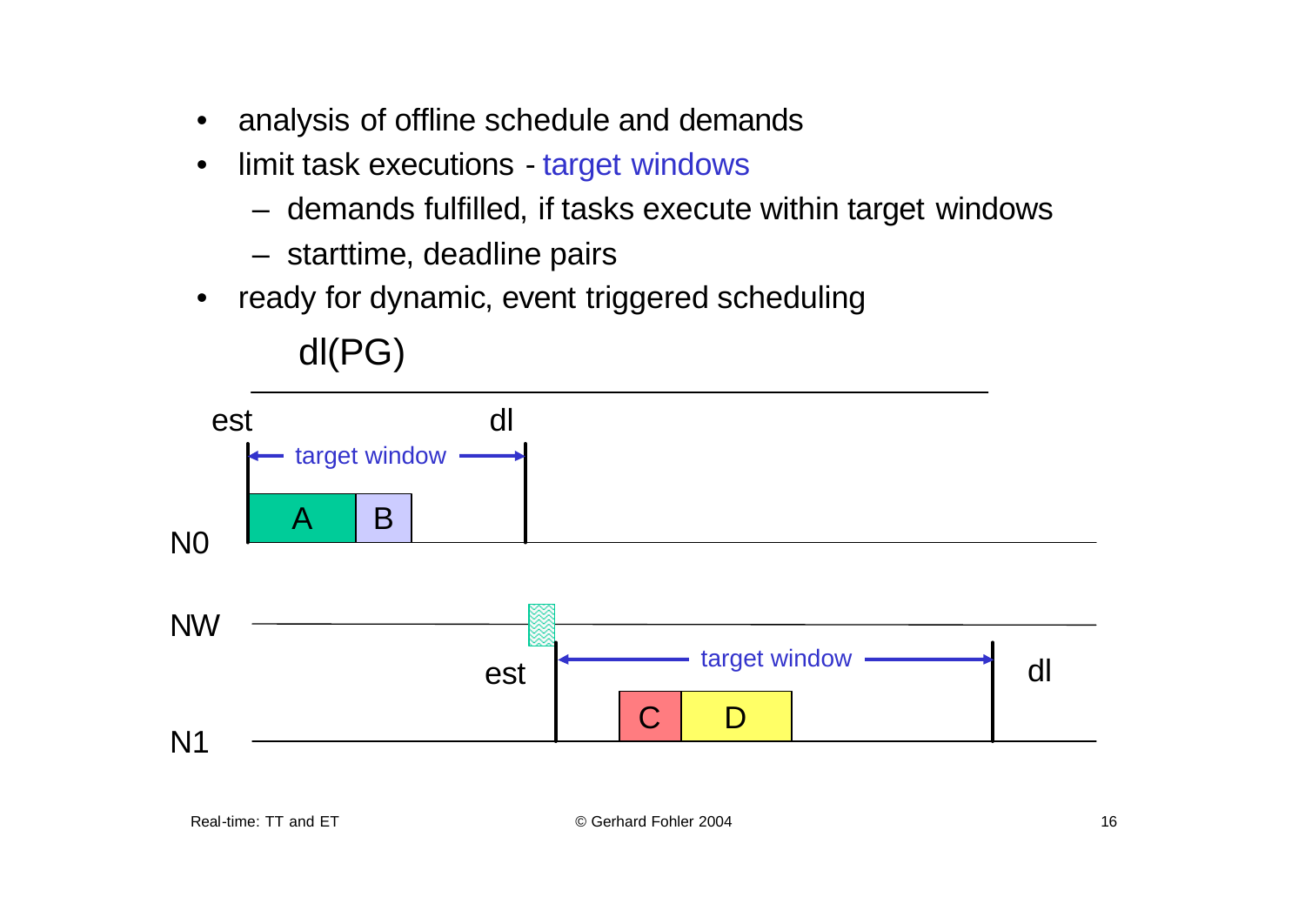- analysis of offline schedule and demands
- limit task executions - target windows
  - demands fulfilled, if tasks execute within target windows
  - starttime, deadline pairs
- ready for dynamic, event triggered scheduling

dl(PG)

est — target window — dl

N0: A B

NW

est — target window — dl

N1: C D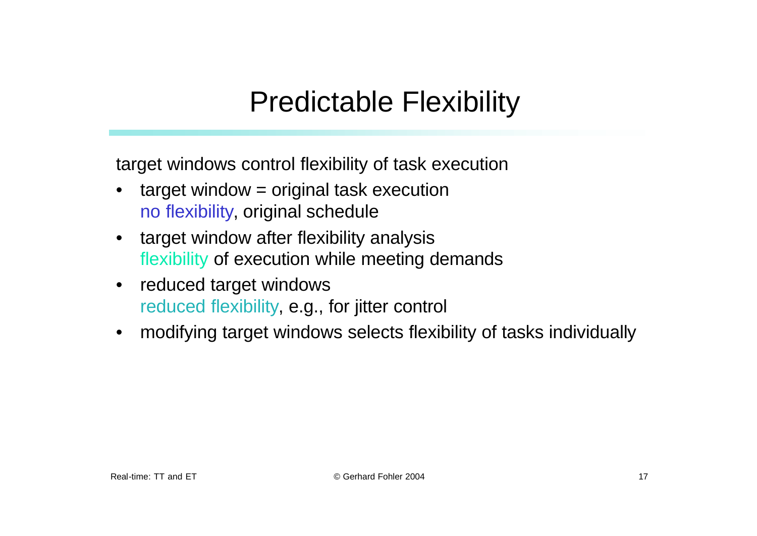# Predictable Flexibility

target windows control flexibility of task execution

- target window = original task execution
  no flexibility, original schedule
- target window after flexibility analysis
  flexibility of execution while meeting demands
- reduced target windows
  reduced flexibility, e.g., for jitter control
- modifying target windows selects flexibility of tasks individually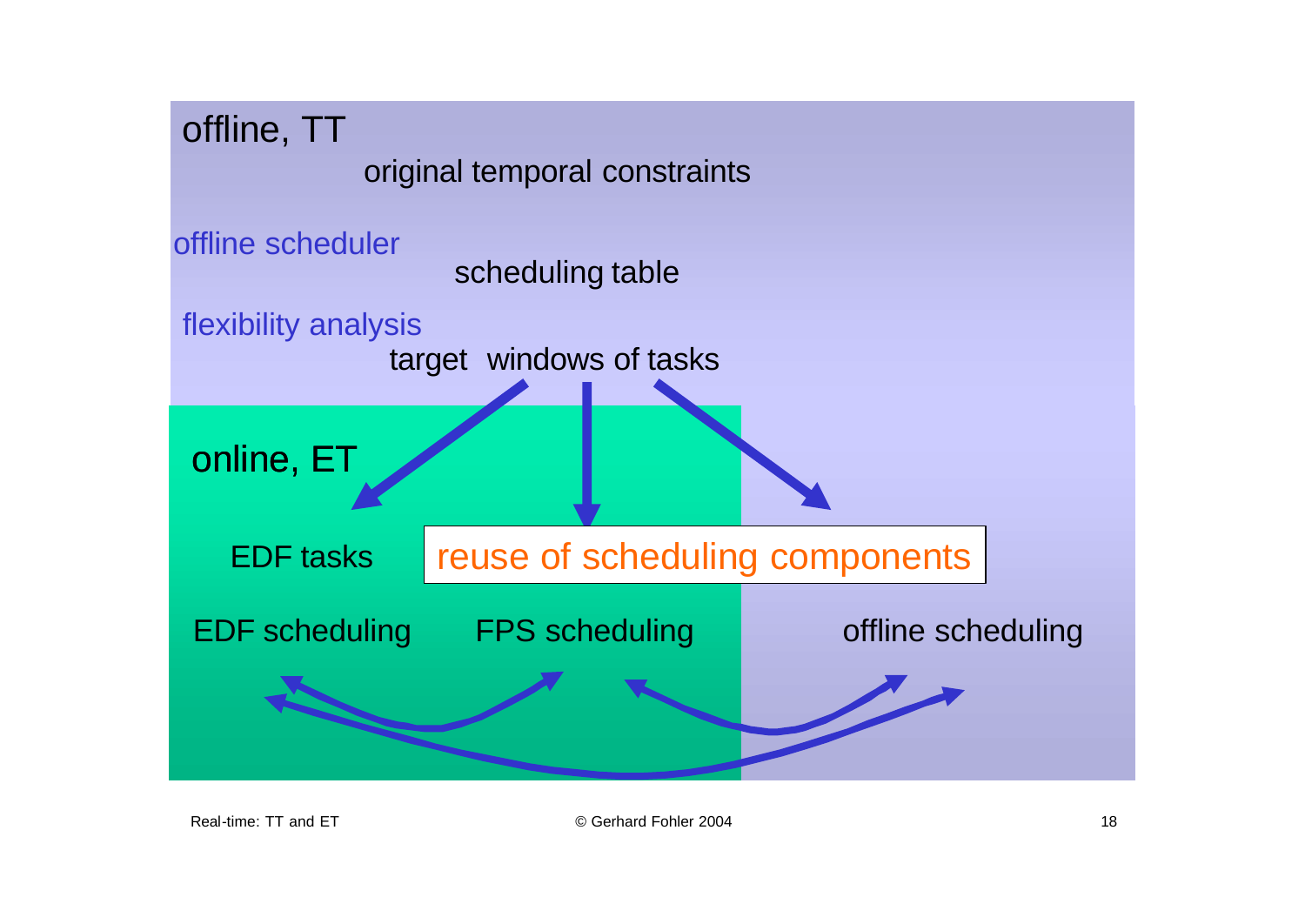## offline, TT

original temporal constraints

offline scheduler

scheduling table

flexibility analysis

target windows of tasks

## online, ET

EDF tasks

reuse of scheduling components

EDF scheduling

FPS scheduling

offline scheduling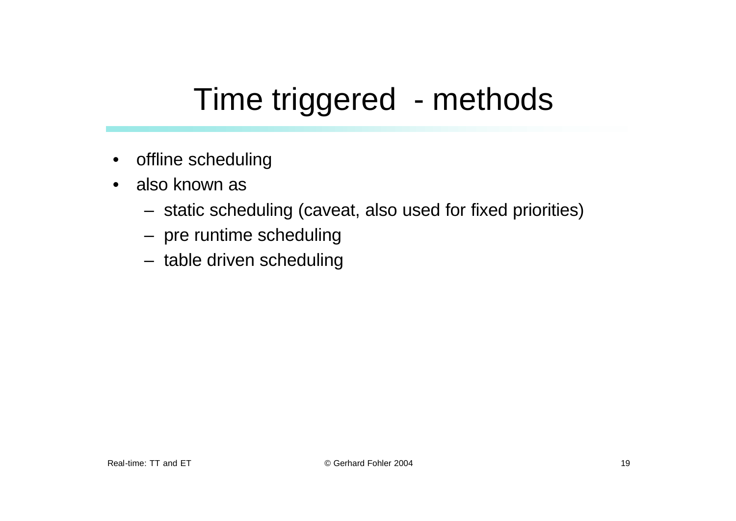# Time triggered - methods

- offline scheduling
- also known as
  - static scheduling (caveat, also used for fixed priorities)
  - pre runtime scheduling
  - table driven scheduling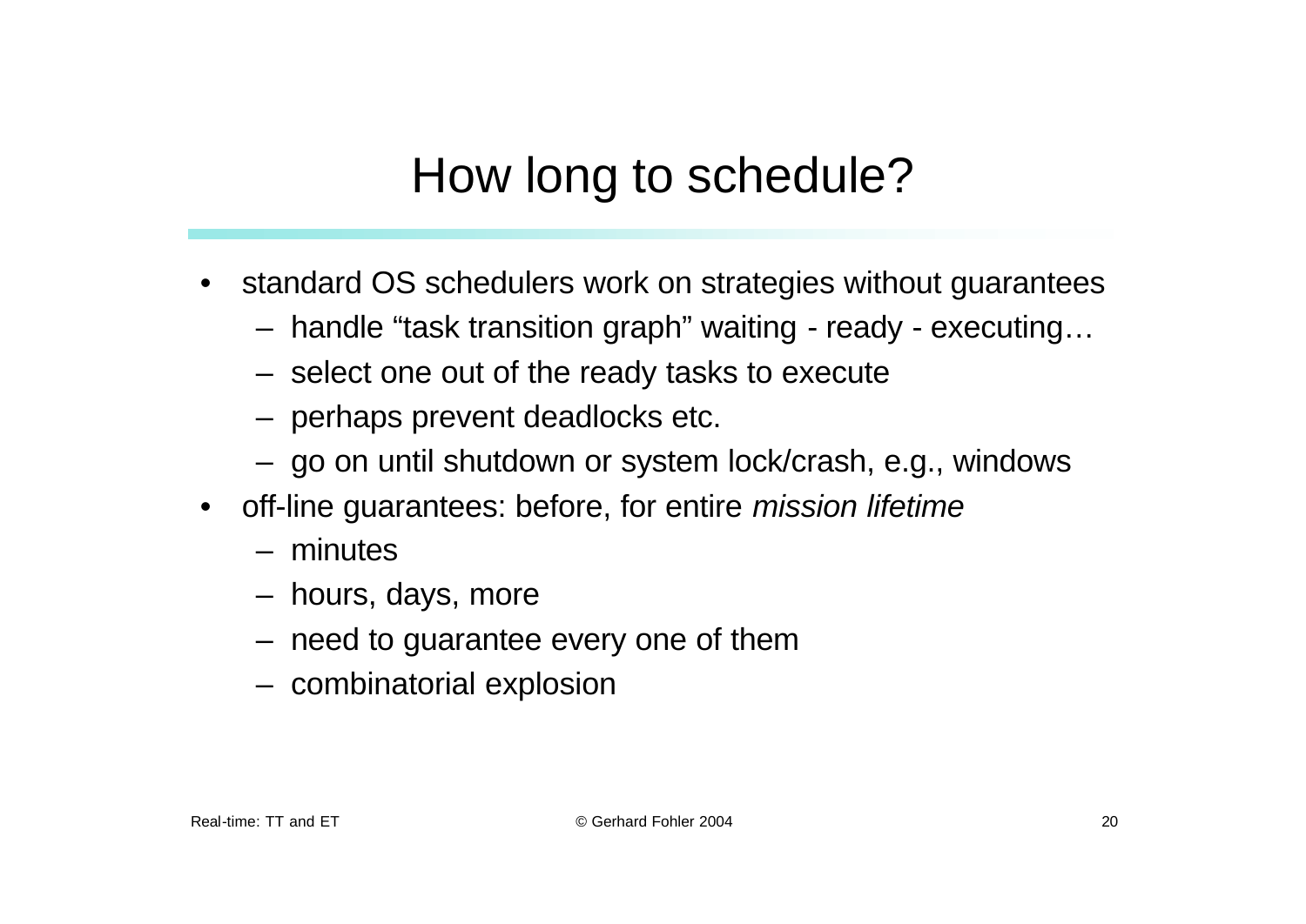# How long to schedule?

- standard OS schedulers work on strategies without guarantees
  - handle “task transition graph” waiting - ready - executing…
  - select one out of the ready tasks to execute
  - perhaps prevent deadlocks etc.
  - go on until shutdown or system lock/crash, e.g., windows
- off-line guarantees: before, for entire *mission lifetime*
  - minutes
  - hours, days, more
  - need to guarantee every one of them
  - combinatorial explosion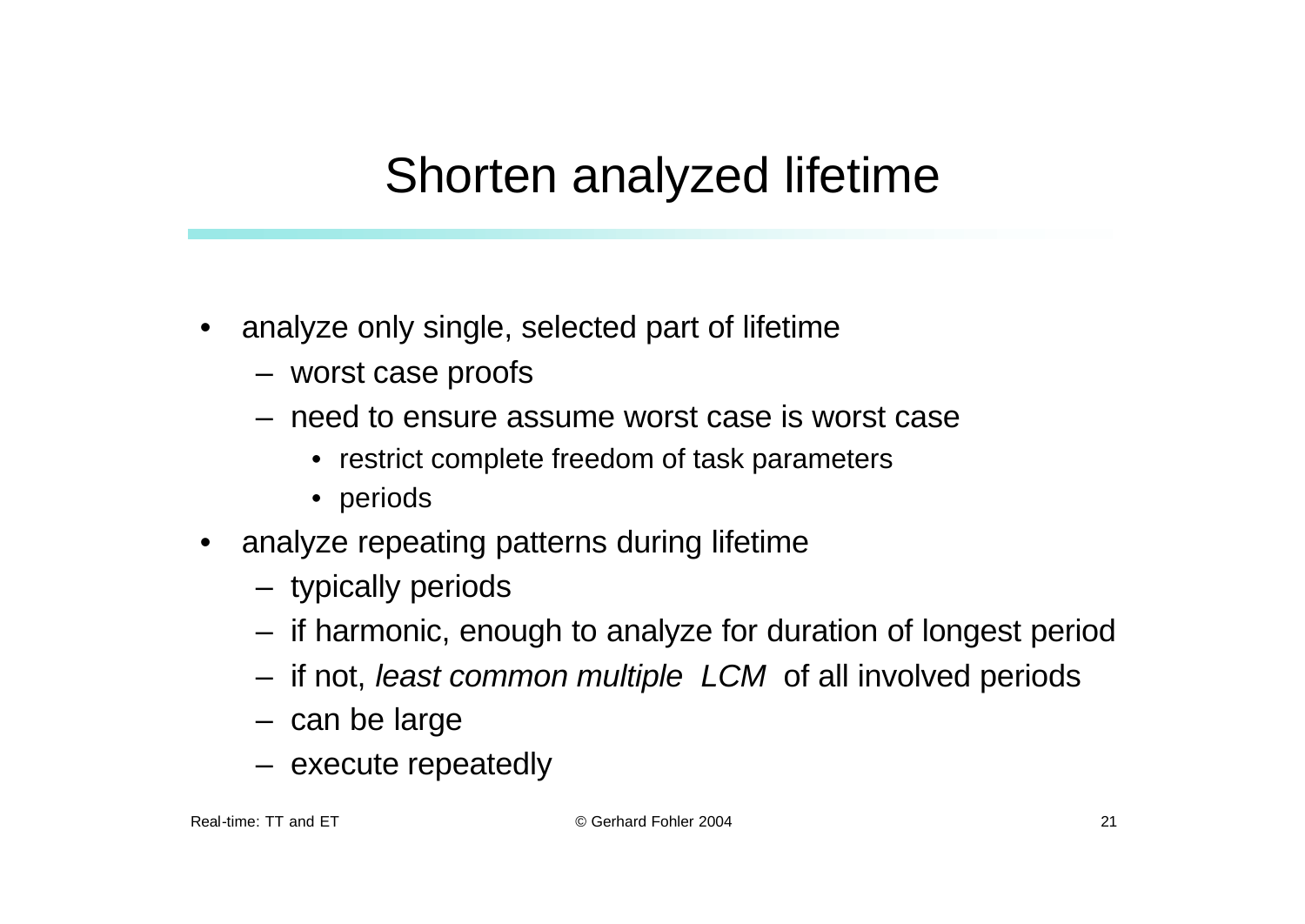# Shorten analyzed lifetime

- analyze only single, selected part of lifetime
  - worst case proofs
  - need to ensure assume worst case is worst case
    - restrict complete freedom of task parameters
    - periods
- analyze repeating patterns during lifetime
  - typically periods
  - if harmonic, enough to analyze for duration of longest period
  - if not, *least common multiple LCM* of all involved periods
  - can be large
  - execute repeatedly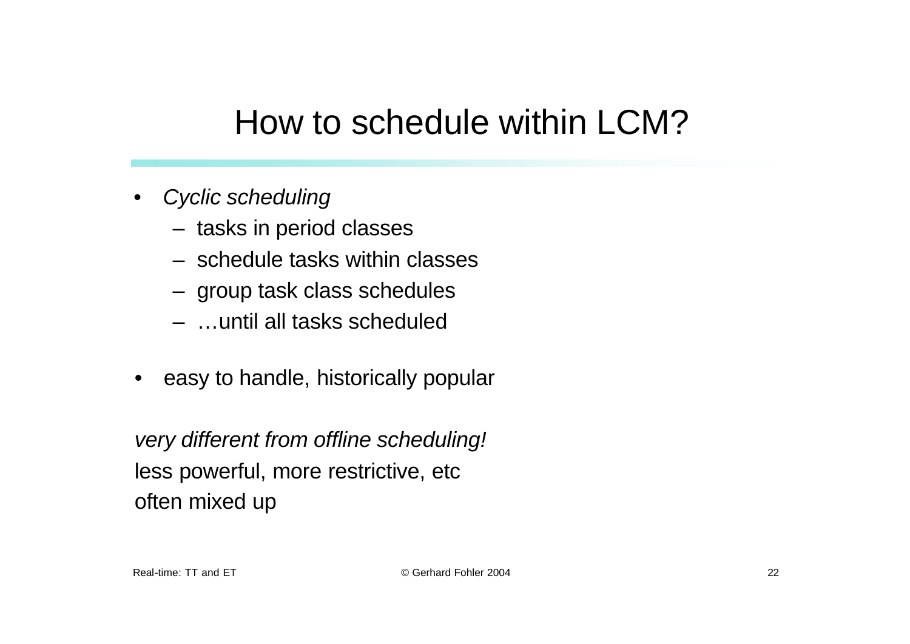# How to schedule within LCM?

- *Cyclic scheduling*
  - tasks in period classes
  - schedule tasks within classes
  - group task class schedules
  - …until all tasks scheduled
- easy to handle, historically popular

*very different from offline scheduling!*
less powerful, more restrictive, etc
often mixed up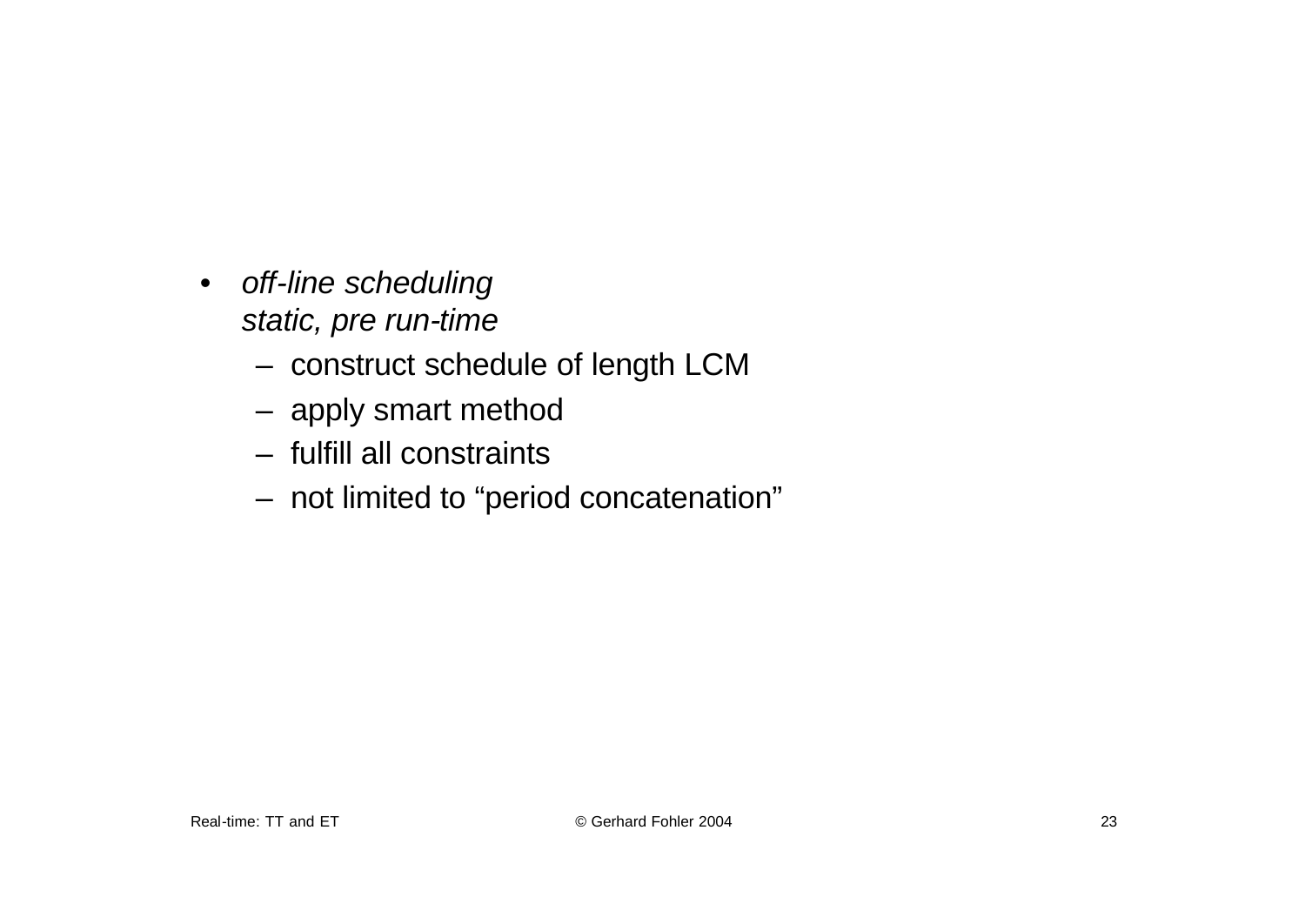- *off-line scheduling*  
  *static, pre run-time*
  - construct schedule of length LCM
  - apply smart method
  - fulfill all constraints
  - not limited to “period concatenation”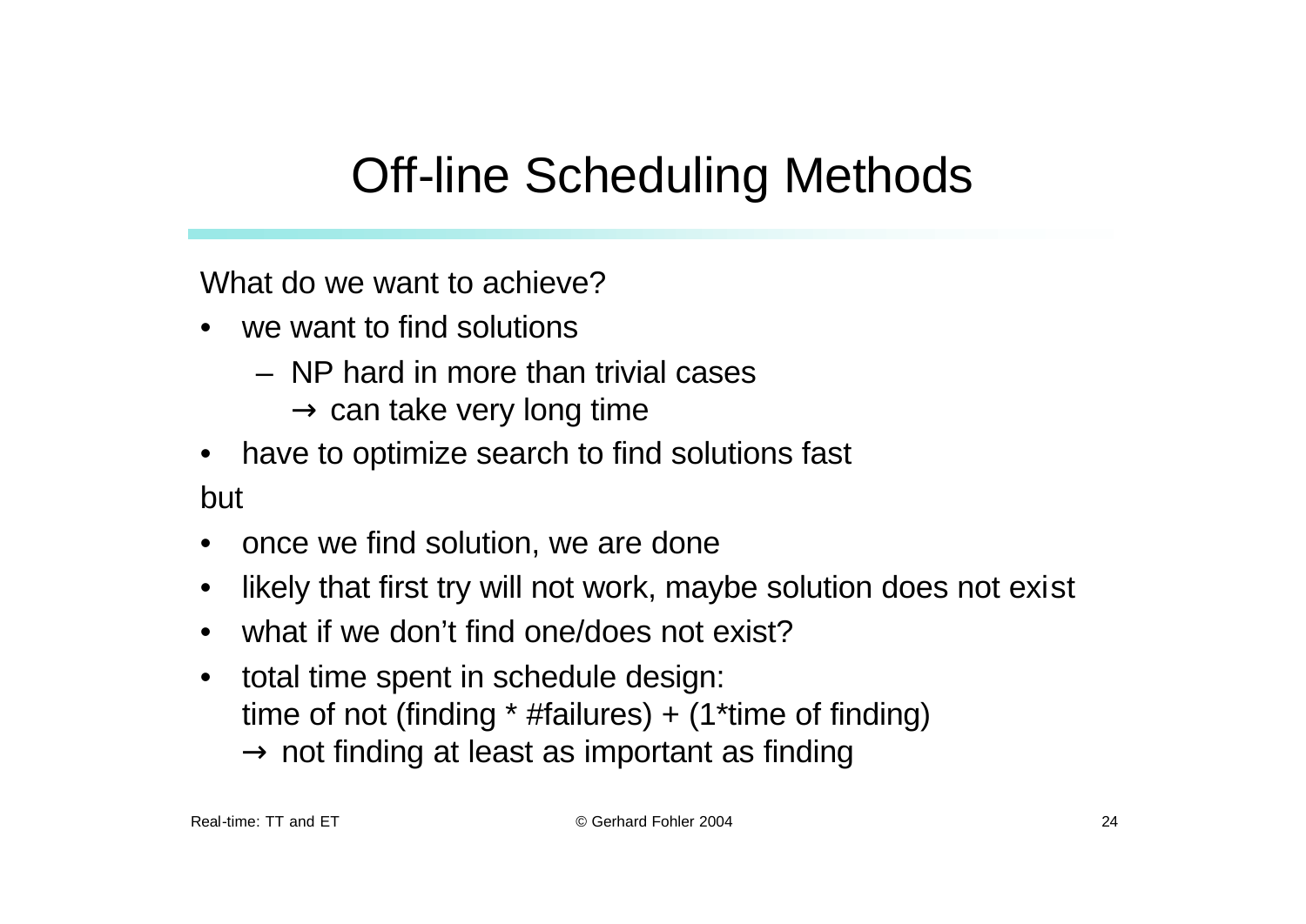# Off-line Scheduling Methods

What do we want to achieve?

- we want to find solutions
  - NP hard in more than trivial cases
    → can take very long time
- have to optimize search to find solutions fast

but

- once we find solution, we are done
- likely that first try will not work, maybe solution does not exist
- what if we don't find one/does not exist?
- total time spent in schedule design:
  time of not (finding * #failures) + (1*time of finding)
  → not finding at least as important as finding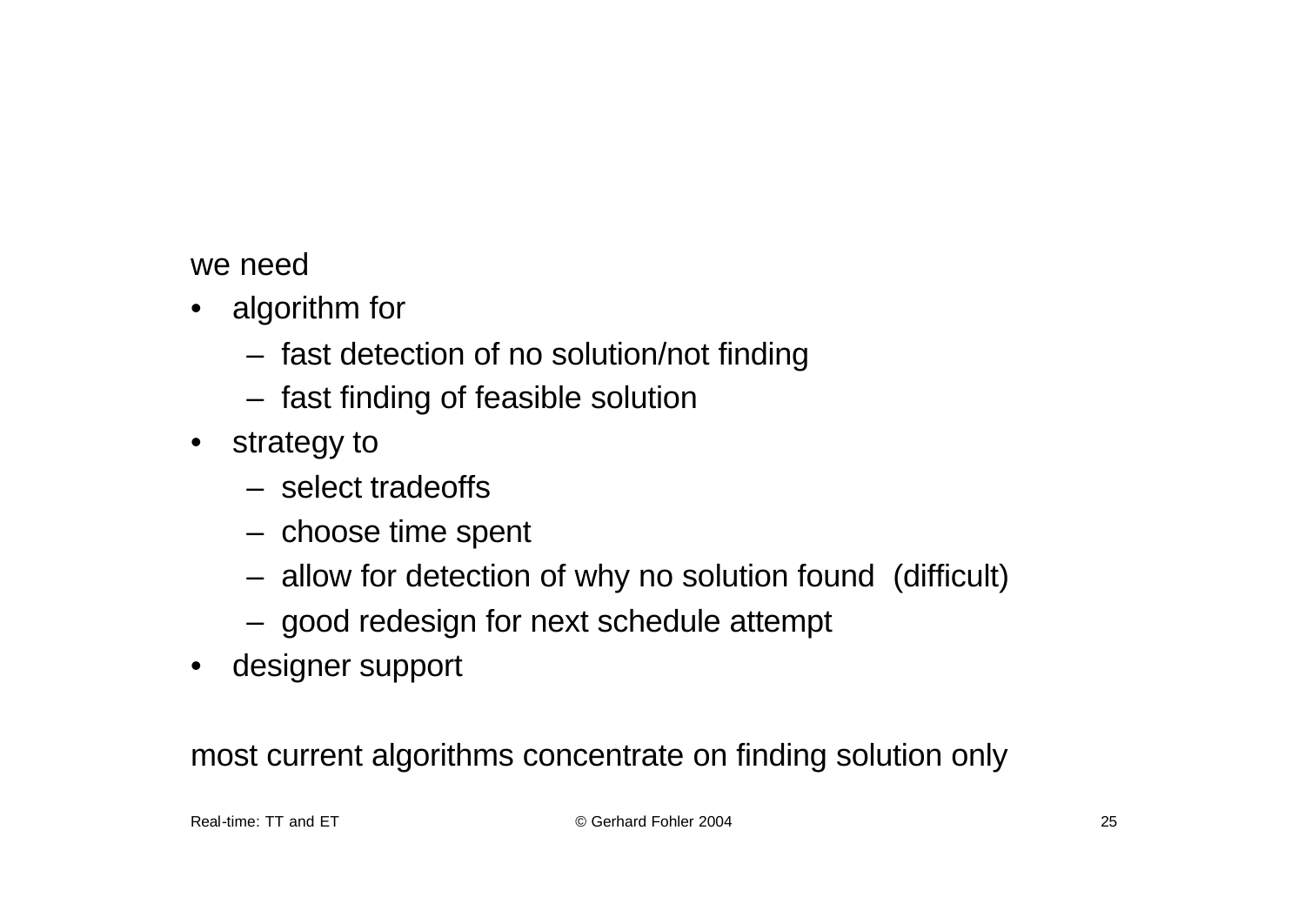we need

- algorithm for
  - fast detection of no solution/not finding
  - fast finding of feasible solution
- strategy to
  - select tradeoffs
  - choose time spent
  - allow for detection of why no solution found (difficult)
  - good redesign for next schedule attempt
- designer support

most current algorithms concentrate on finding solution only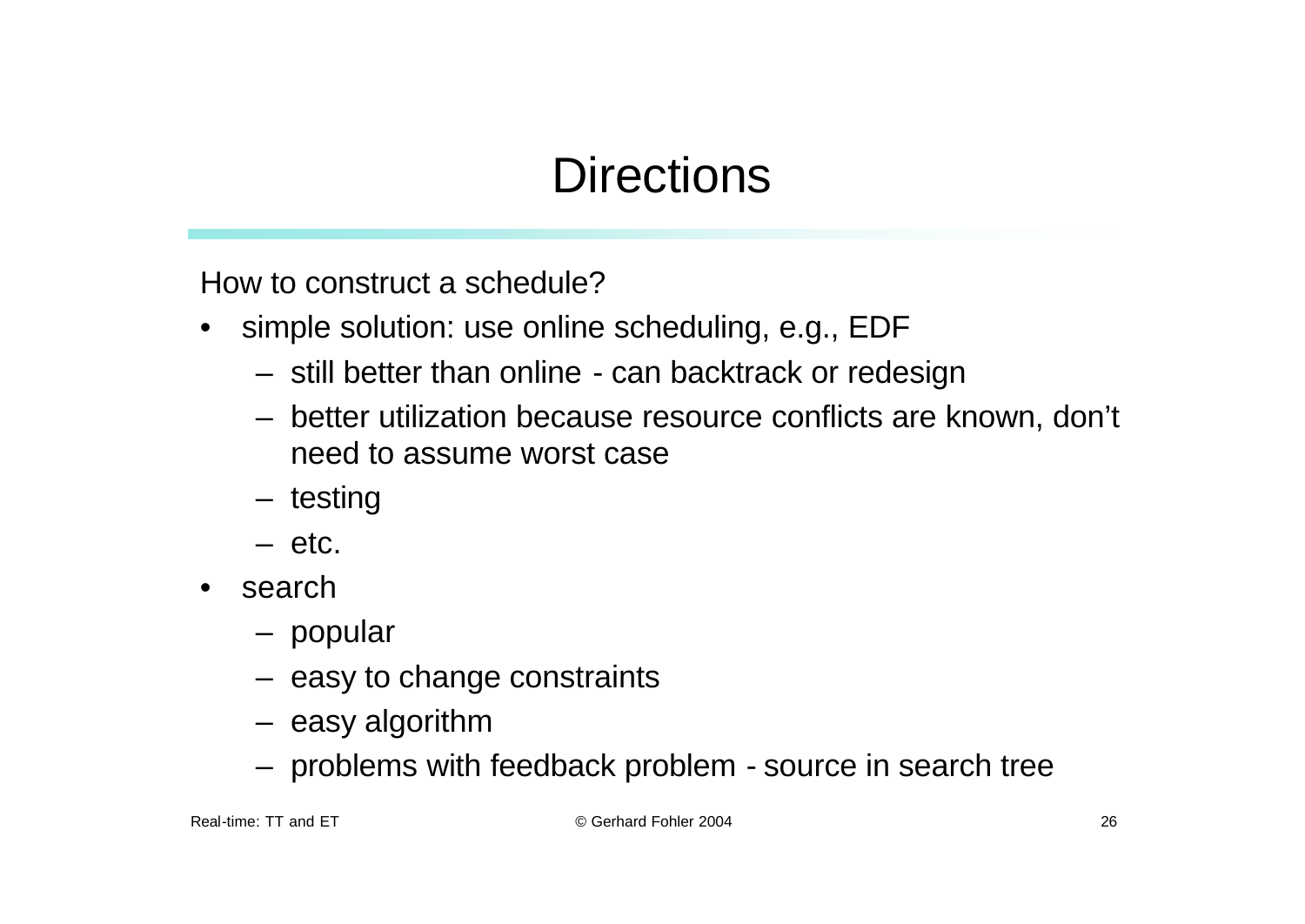# Directions

How to construct a schedule?

- simple solution: use online scheduling, e.g., EDF
  - still better than online - can backtrack or redesign
  - better utilization because resource conflicts are known, don't need to assume worst case
  - testing
  - etc.
- search
  - popular
  - easy to change constraints
  - easy algorithm
  - problems with feedback problem - source in search tree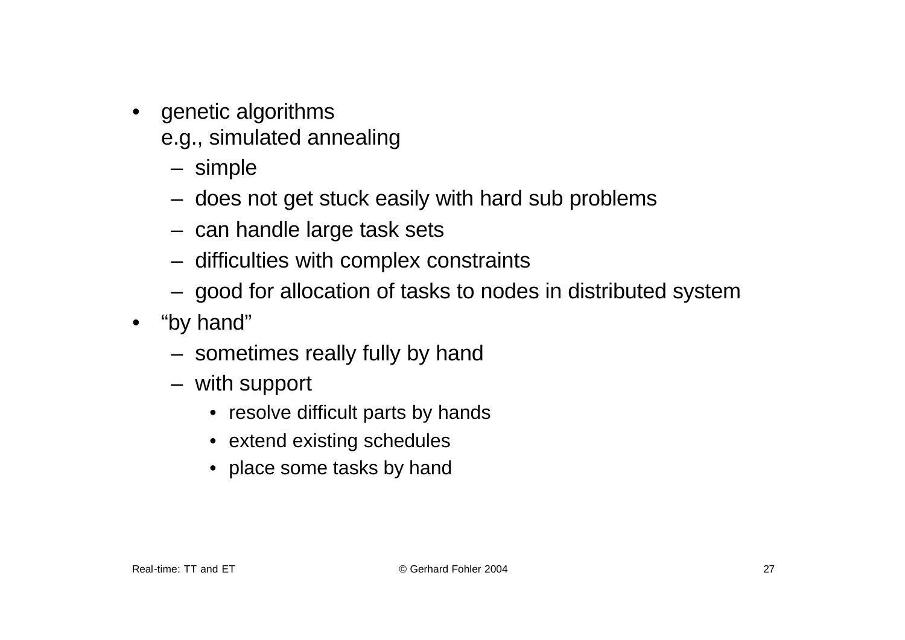- genetic algorithms
  e.g., simulated annealing
  - simple
  - does not get stuck easily with hard sub problems
  - can handle large task sets
  - difficulties with complex constraints
  - good for allocation of tasks to nodes in distributed system
- "by hand"
  - sometimes really fully by hand
  - with support
    - resolve difficult parts by hands
    - extend existing schedules
    - place some tasks by hand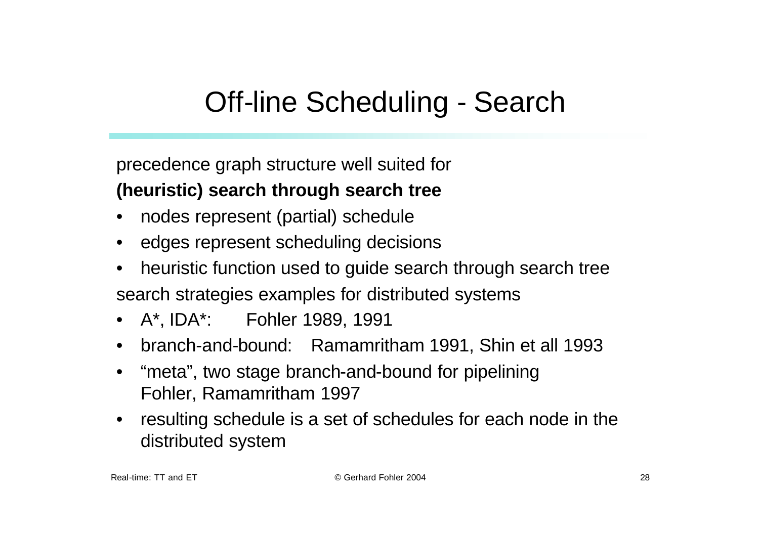# Off-line Scheduling - Search

precedence graph structure well suited for

**(heuristic) search through search tree**

- nodes represent (partial) schedule
- edges represent scheduling decisions
- heuristic function used to guide search through search tree

search strategies examples for distributed systems

- A*, IDA*: Fohler 1989, 1991
- branch-and-bound: Ramamritham 1991, Shin et all 1993
- “meta”, two stage branch-and-bound for pipelining Fohler, Ramamritham 1997
- resulting schedule is a set of schedules for each node in the distributed system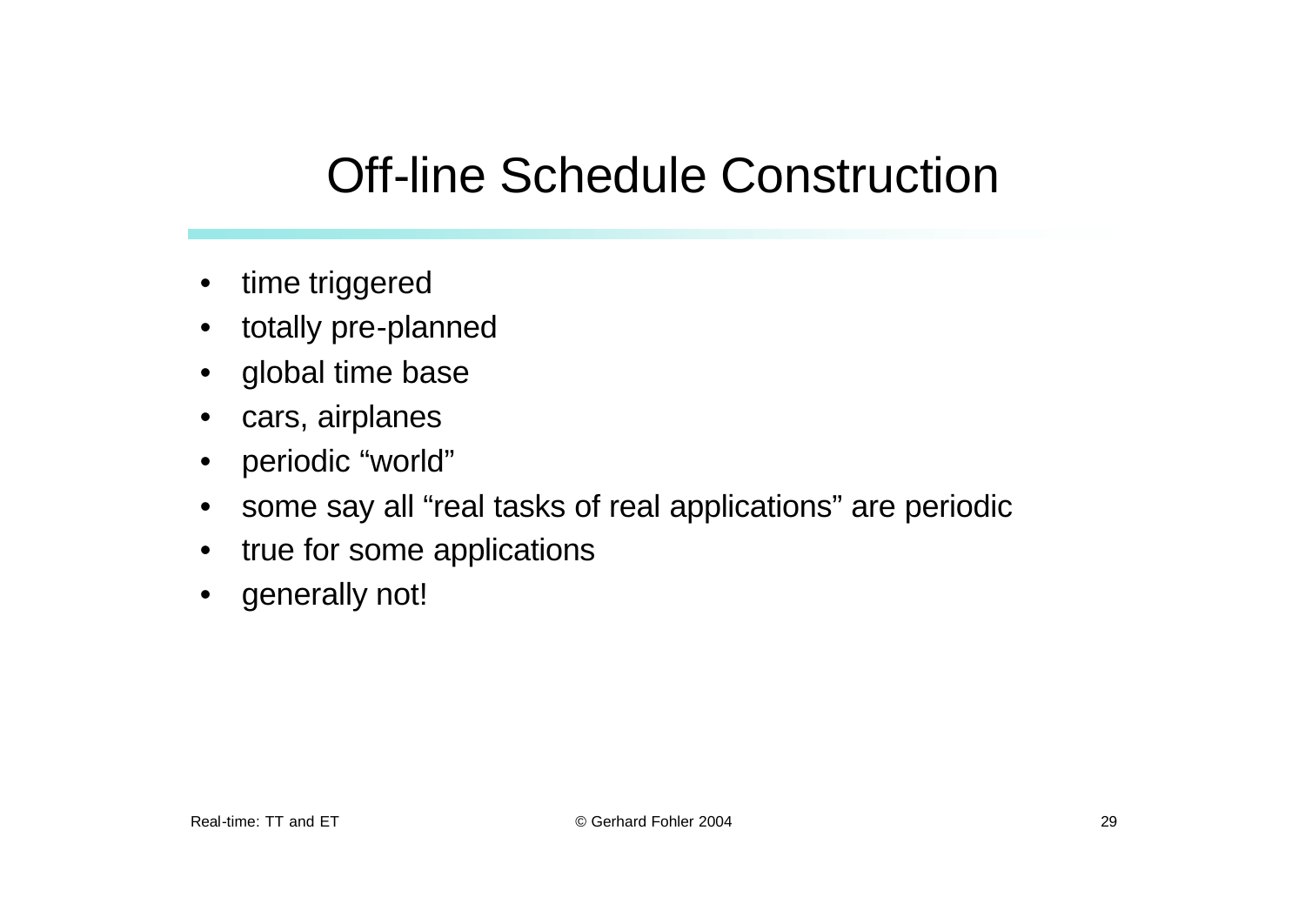# Off-line Schedule Construction

- time triggered
- totally pre-planned
- global time base
- cars, airplanes
- periodic “world”
- some say all “real tasks of real applications” are periodic
- true for some applications
- generally not!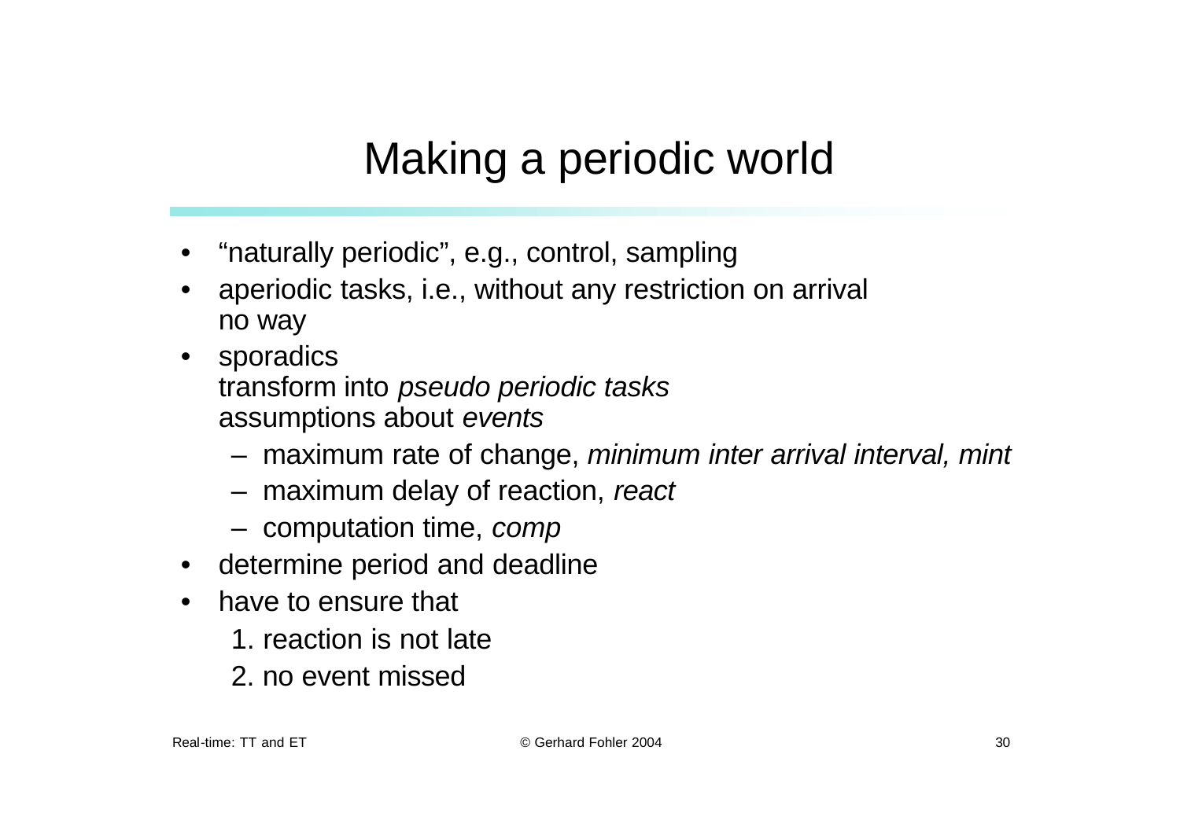# Making a periodic world

- “naturally periodic”, e.g., control, sampling
- aperiodic tasks, i.e., without any restriction on arrival
  no way
- sporadics
  transform into *pseudo periodic tasks*
  assumptions about *events*
  - maximum rate of change, *minimum inter arrival interval, mint*
  - maximum delay of reaction, *react*
  - computation time, *comp*
- determine period and deadline
- have to ensure that
  1. reaction is not late
  2. no event missed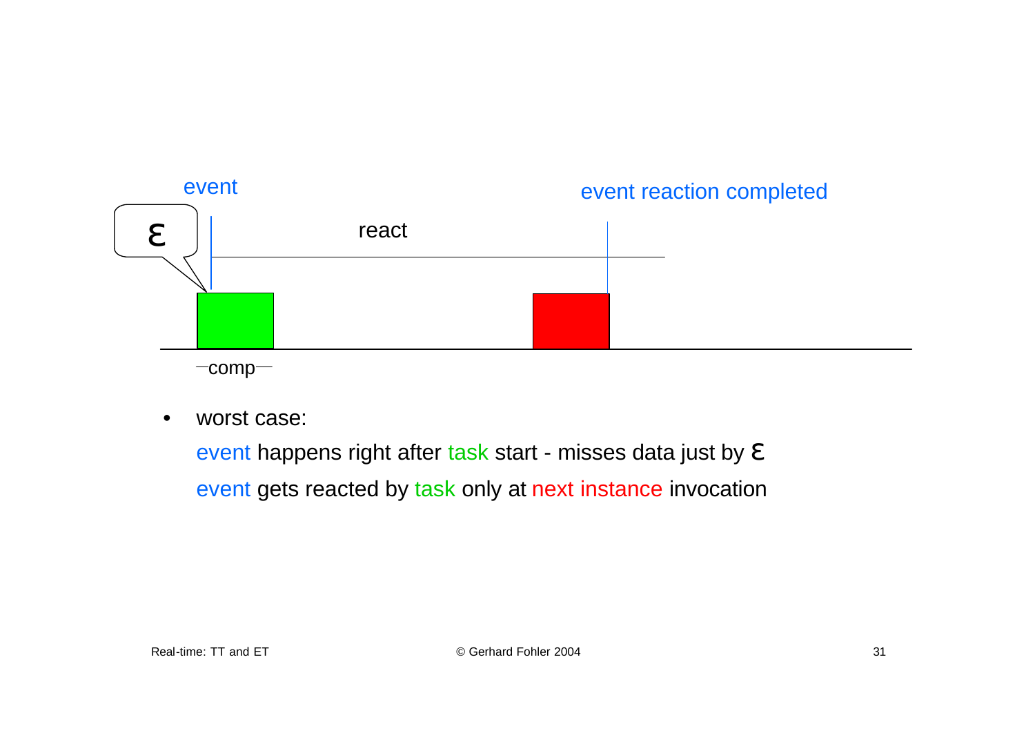event

ε

react

event reaction completed

comp

- worst case:

  event happens right after task start - misses data just by ε

  event gets reacted by task only at next instance invocation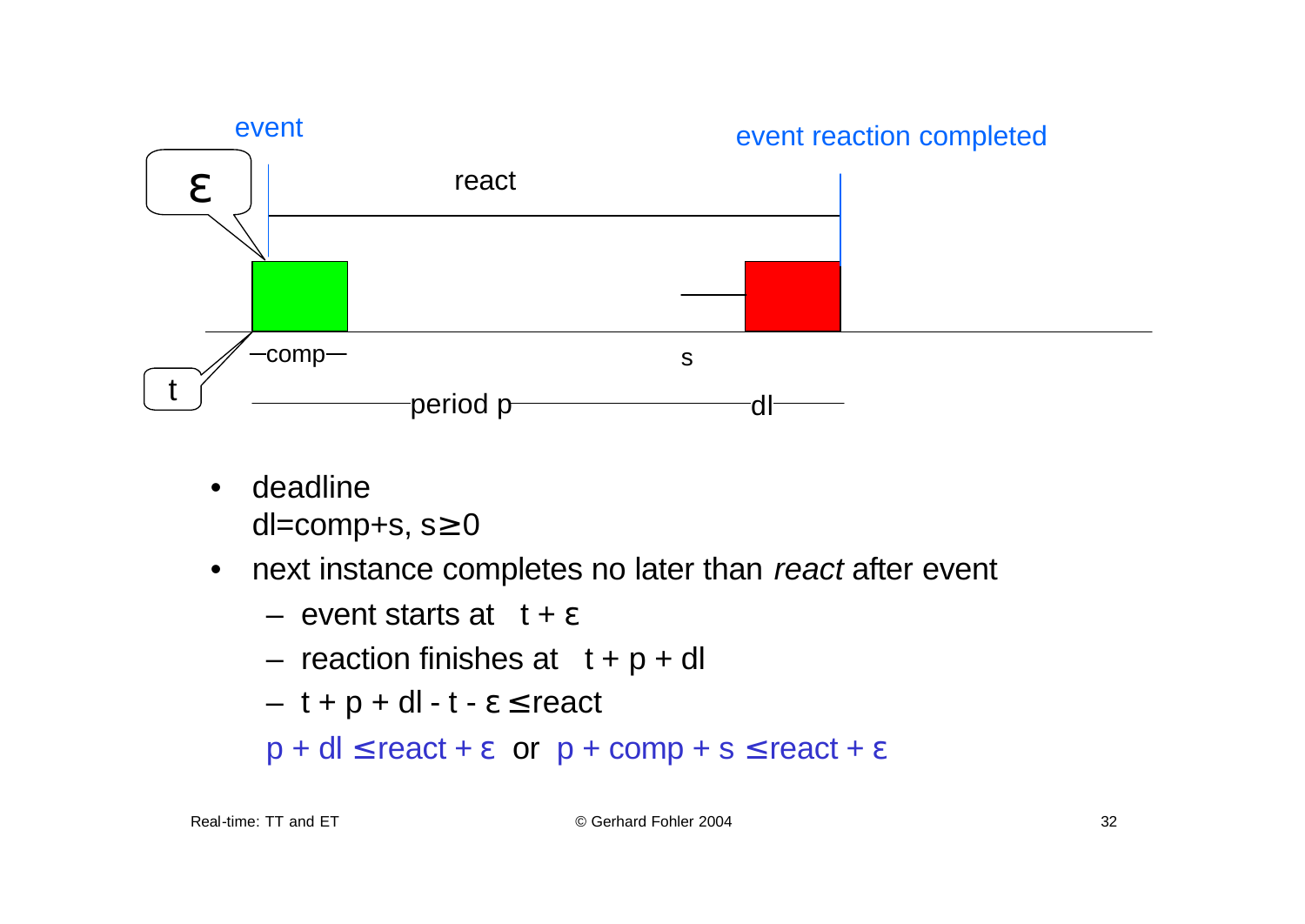- deadline
  $dl = comp + s,\ s \geq 0$
- next instance completes no later than *react* after event
  - event starts at $t + \varepsilon$
  - reaction finishes at $t + p + dl$
  - $t + p + dl - t - \varepsilon \leq react$

  $p + dl \leq react + \varepsilon$ or $p + comp + s \leq react + \varepsilon$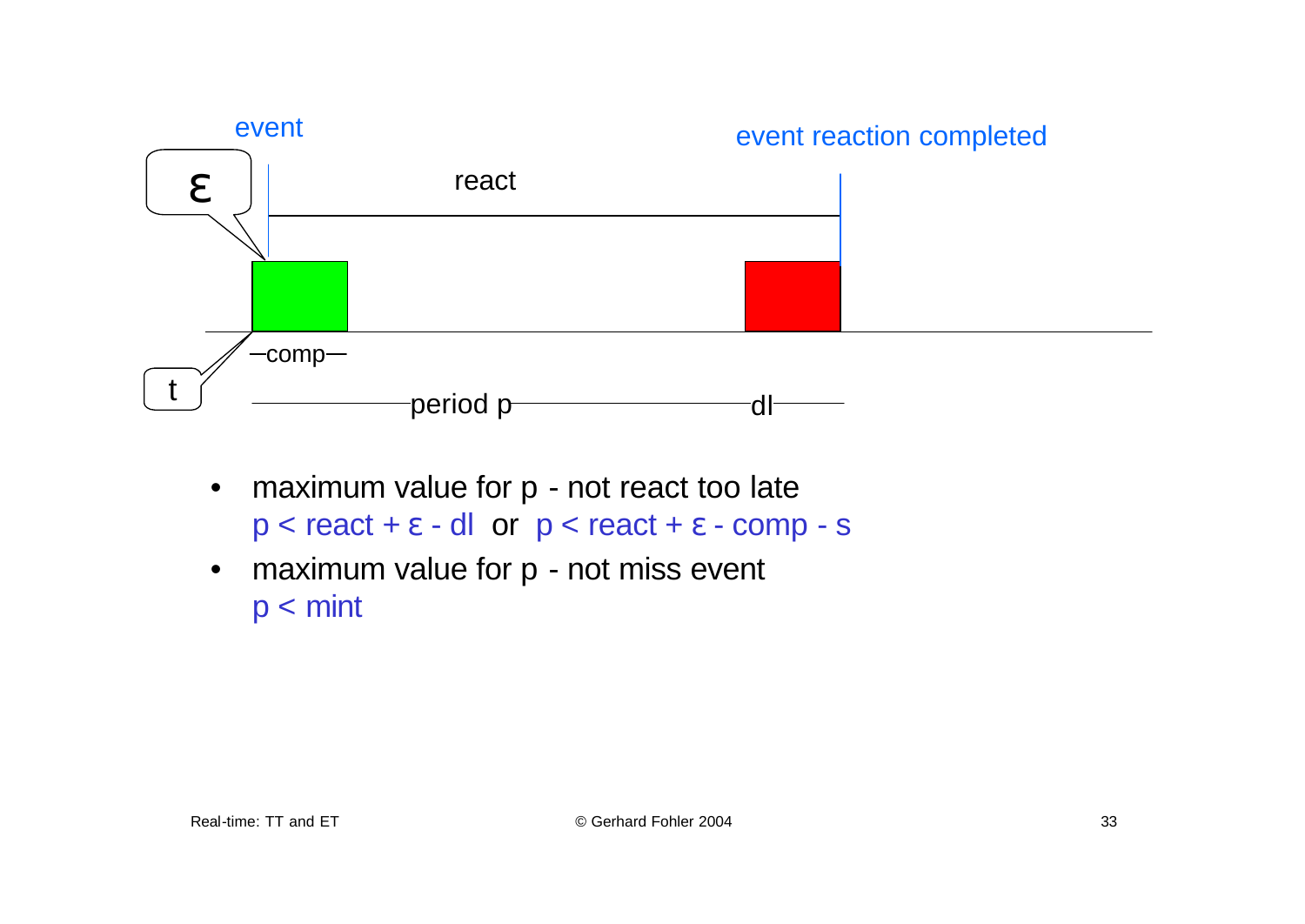- maximum value for p - not react too late
  $p < react + \varepsilon - dl$ or $p < react + \varepsilon - comp - s$
- maximum value for p - not miss event
  $p < mint$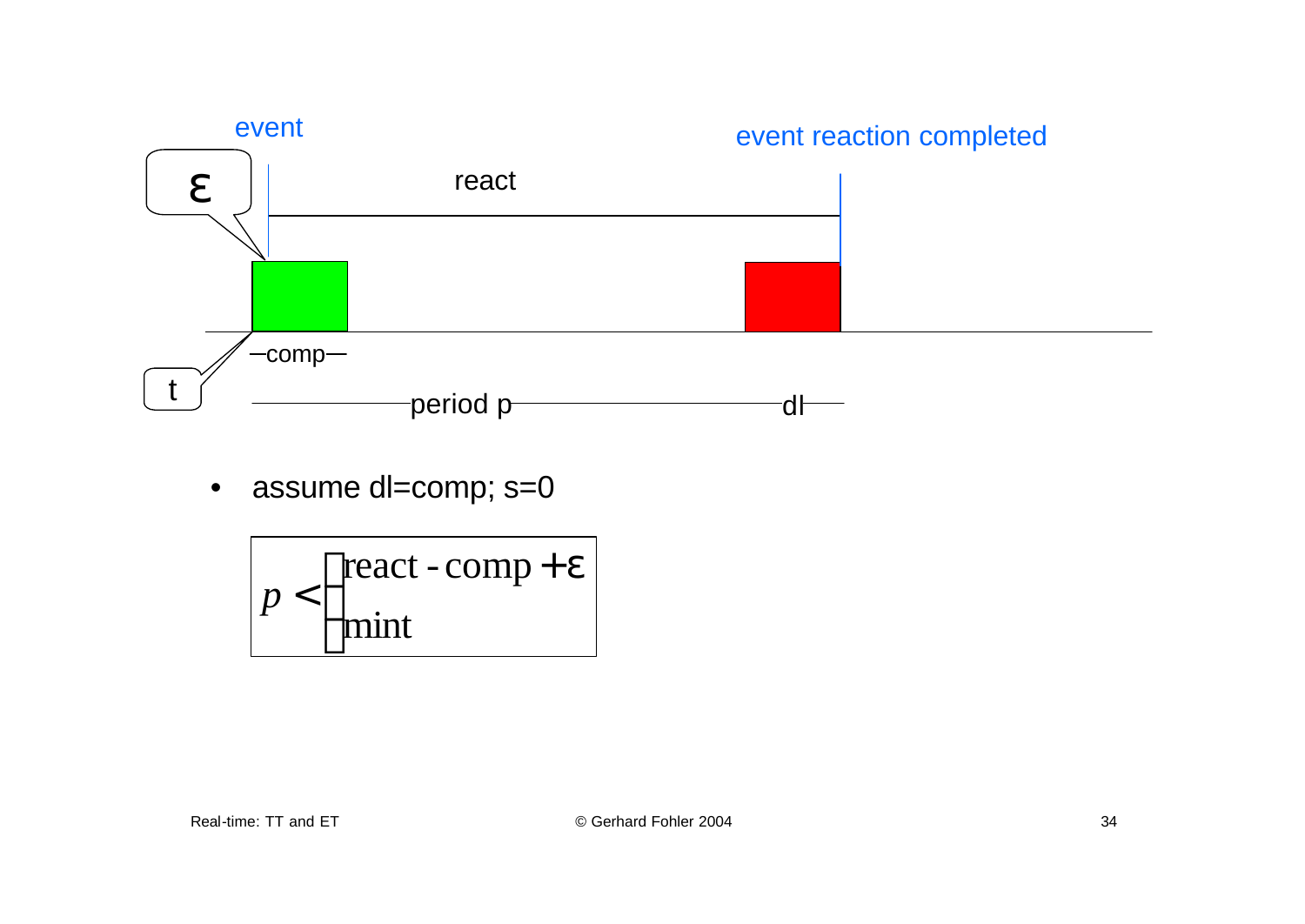event

event reaction completed

ε

react

comp

t

period p

dl

- assume dl=comp; s=0

$$p < \begin{cases} \text{react} - \text{comp} + \varepsilon \\ \text{mint} \end{cases}$$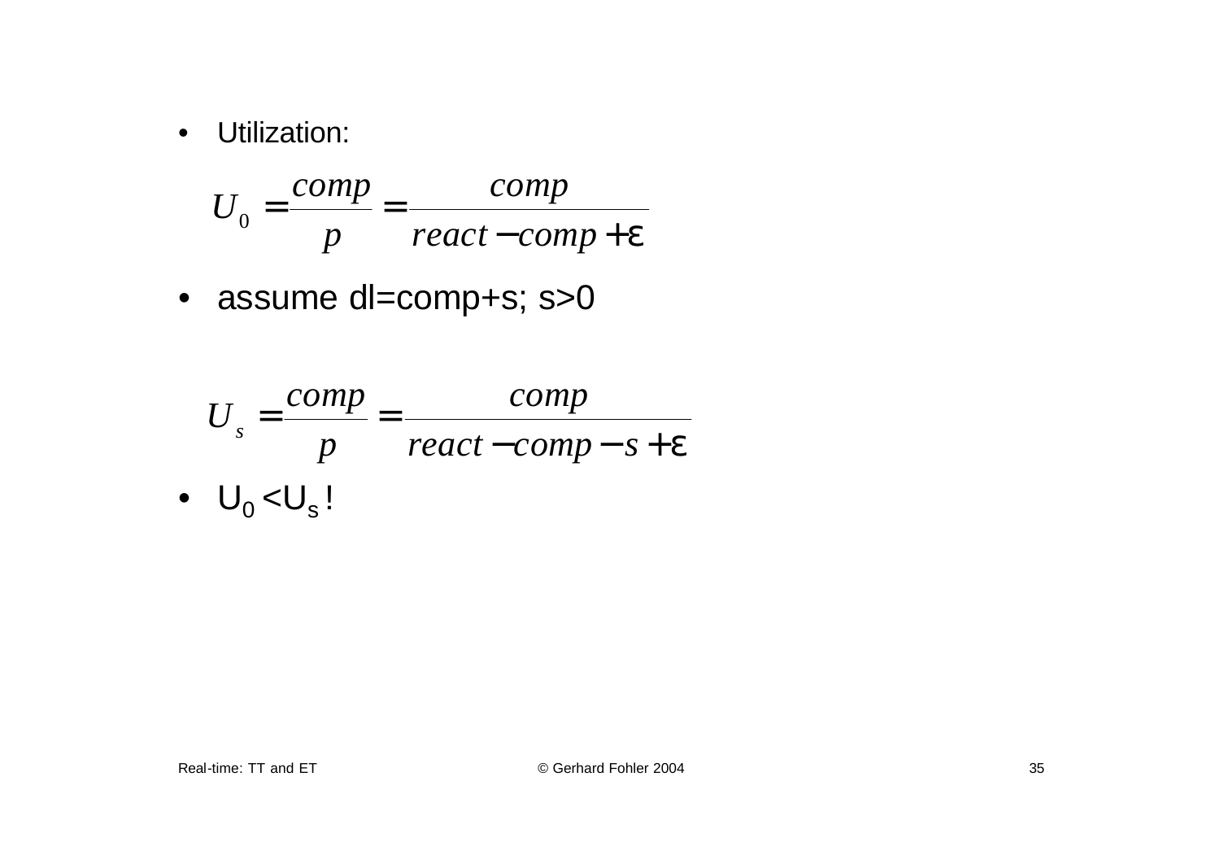- Utilization:

$$U_0 = \frac{comp}{p} = \frac{comp}{react - comp + \varepsilon}$$

- assume dl=comp+s; s>0

$$U_s = \frac{comp}{p} = \frac{comp}{react - comp - s + \varepsilon}$$

- $U_0 < U_s$ !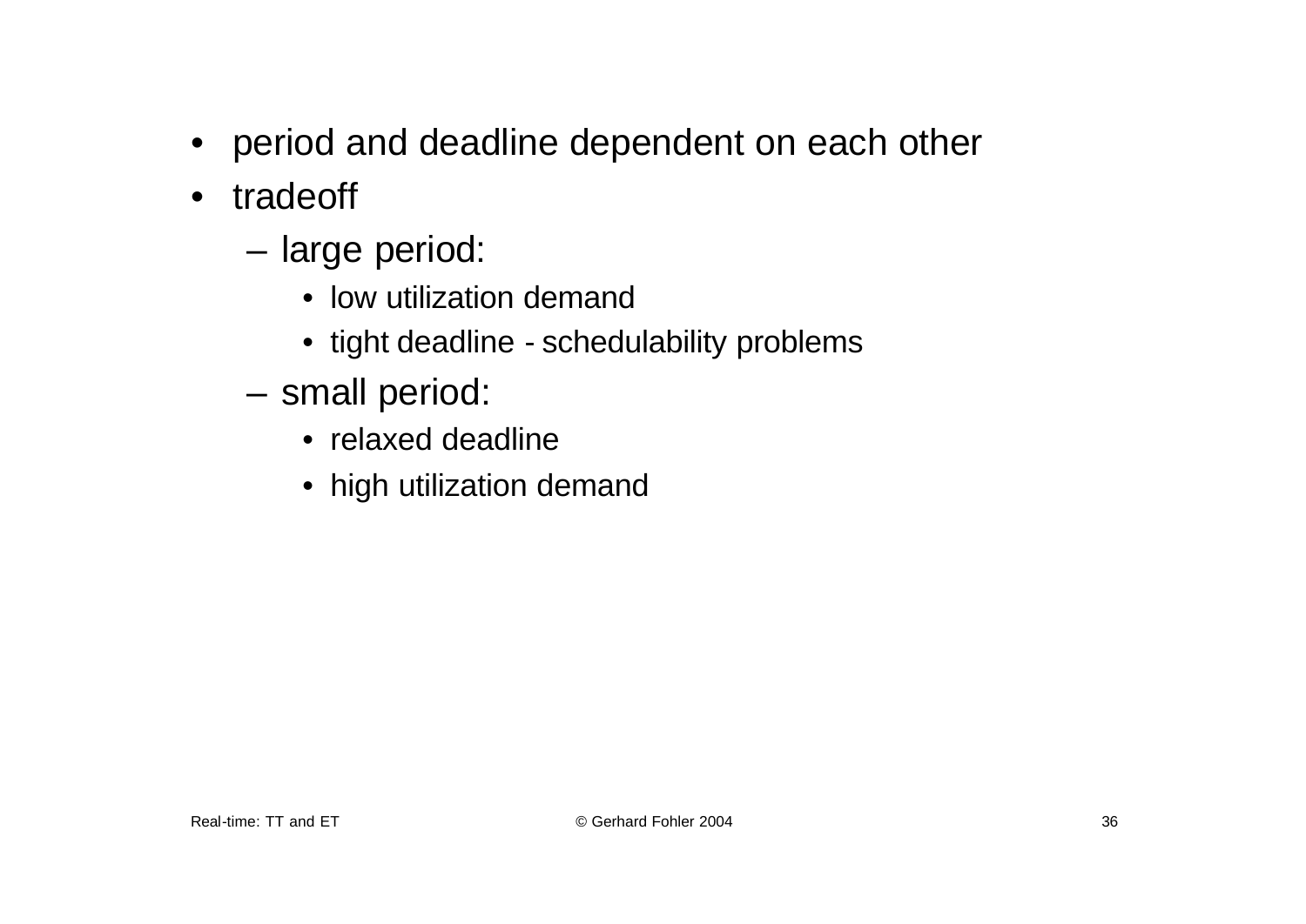- period and deadline dependent on each other
- tradeoff
  - large period:
    - low utilization demand
    - tight deadline - schedulability problems
  - small period:
    - relaxed deadline
    - high utilization demand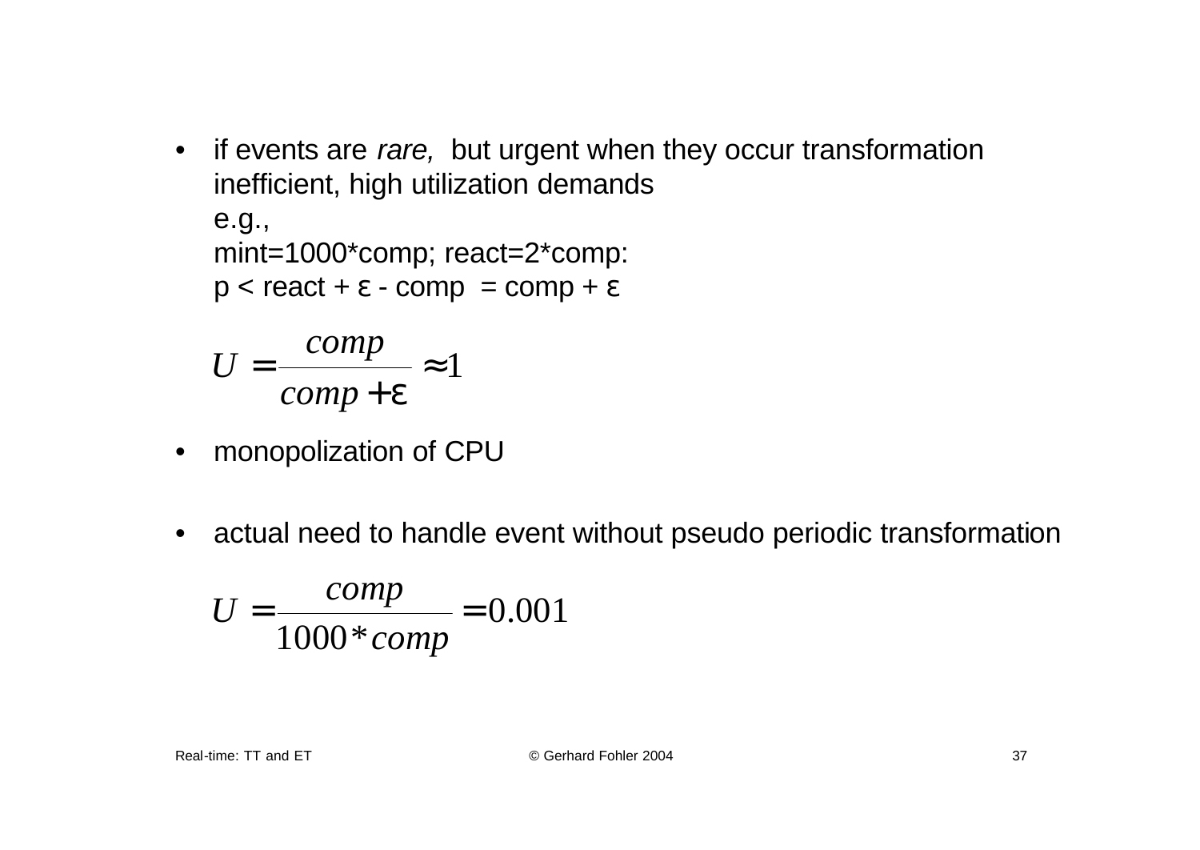- if events are *rare,* but urgent when they occur transformation inefficient, high utilization demands
  e.g.,
  mint=1000*comp; react=2*comp:
  $p < react + \varepsilon - comp = comp + \varepsilon$

$$U = \frac{comp}{comp + \varepsilon} \approx 1$$

- monopolization of CPU

- actual need to handle event without pseudo periodic transformation

$$U = \frac{comp}{1000 * comp} = 0.001$$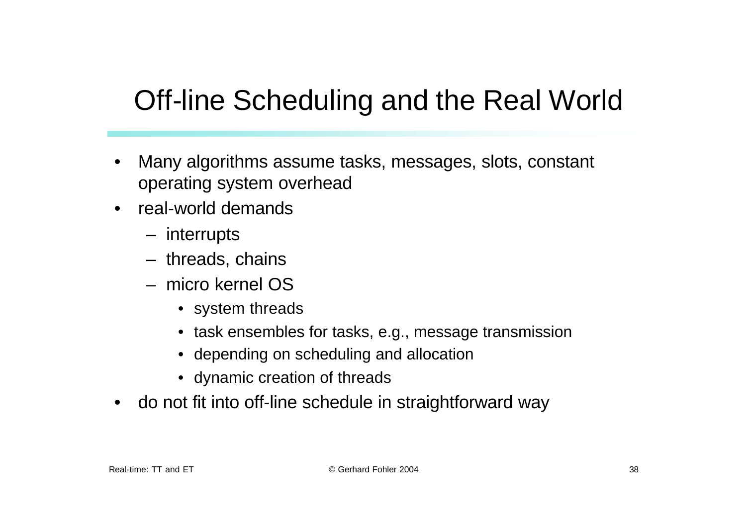# Off-line Scheduling and the Real World

- Many algorithms assume tasks, messages, slots, constant operating system overhead
- real-world demands
  - interrupts
  - threads, chains
  - micro kernel OS
    - system threads
    - task ensembles for tasks, e.g., message transmission
    - depending on scheduling and allocation
    - dynamic creation of threads
- do not fit into off-line schedule in straightforward way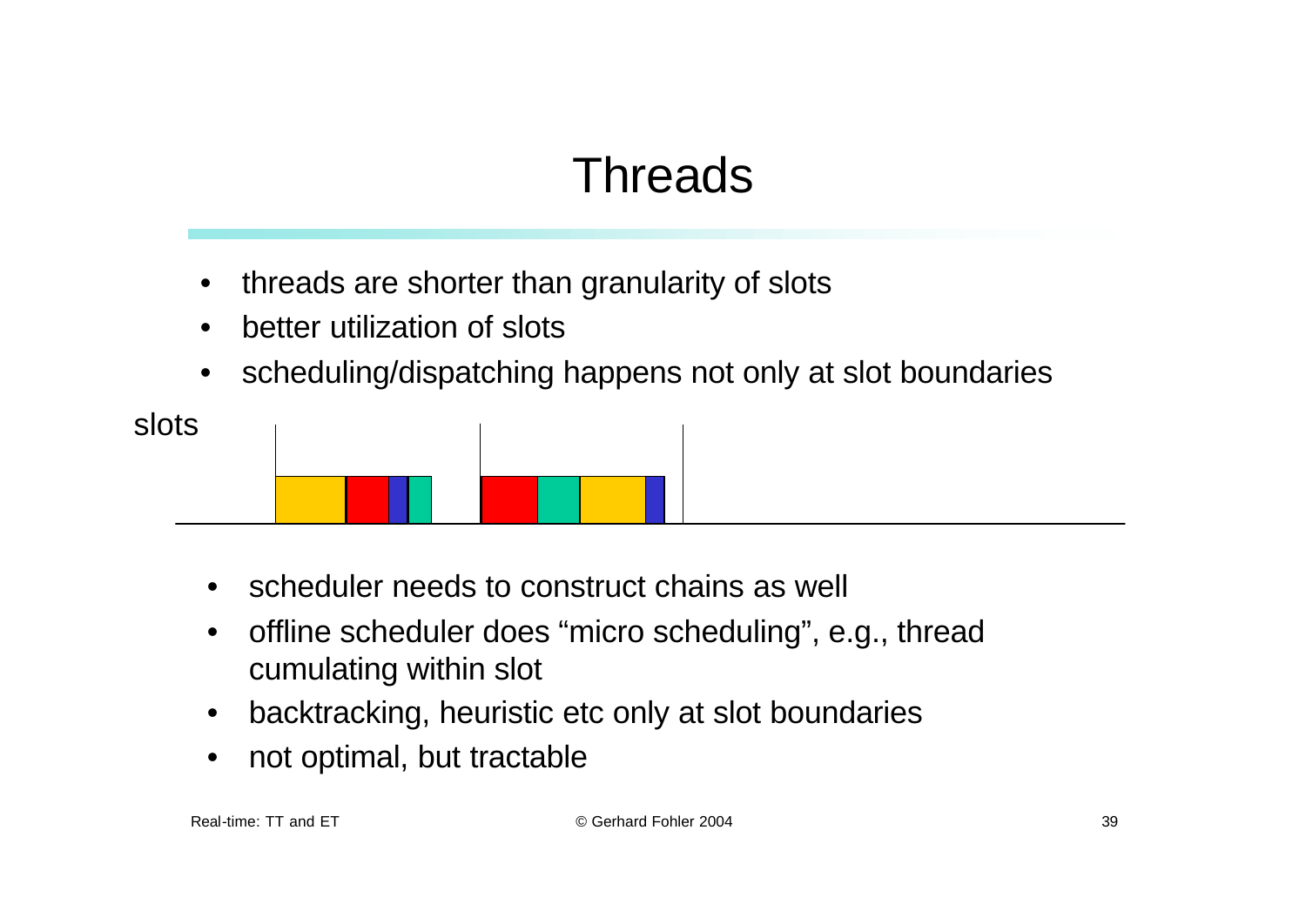# Threads

- threads are shorter than granularity of slots
- better utilization of slots
- scheduling/dispatching happens not only at slot boundaries

slots

- scheduler needs to construct chains as well
- offline scheduler does “micro scheduling”, e.g., thread cumulating within slot
- backtracking, heuristic etc only at slot boundaries
- not optimal, but tractable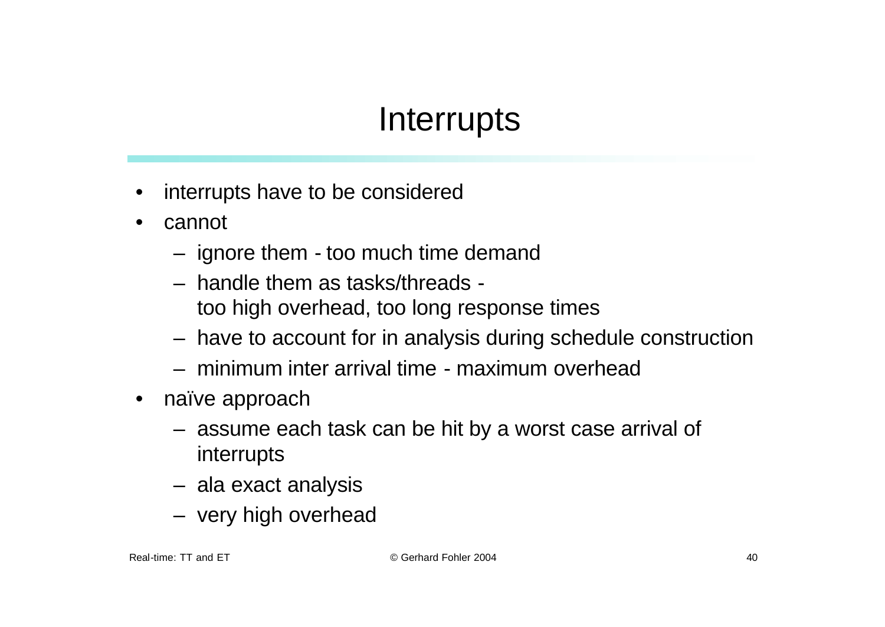# Interrupts

- interrupts have to be considered
- cannot
  - ignore them - too much time demand
  - handle them as tasks/threads -
    too high overhead, too long response times
  - have to account for in analysis during schedule construction
  - minimum inter arrival time - maximum overhead
- naïve approach
  - assume each task can be hit by a worst case arrival of interrupts
  - ala exact analysis
  - very high overhead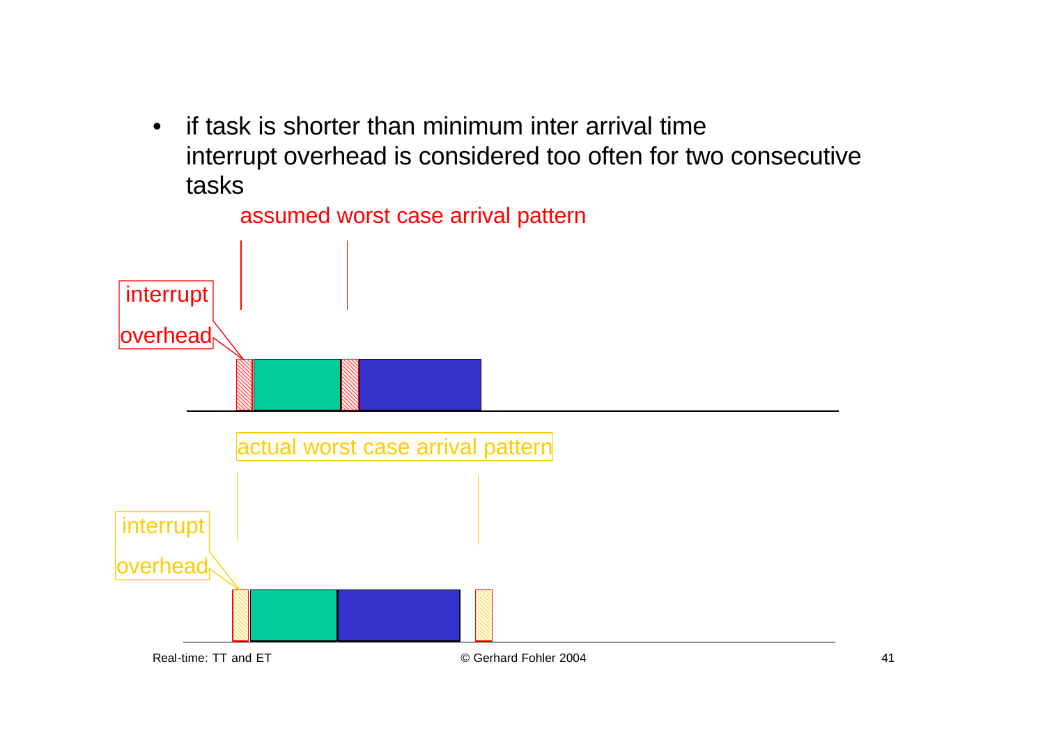- if task is shorter than minimum inter arrival time interrupt overhead is considered too often for two consecutive tasks

assumed worst case arrival pattern

interrupt overhead

actual worst case arrival pattern

interrupt overhead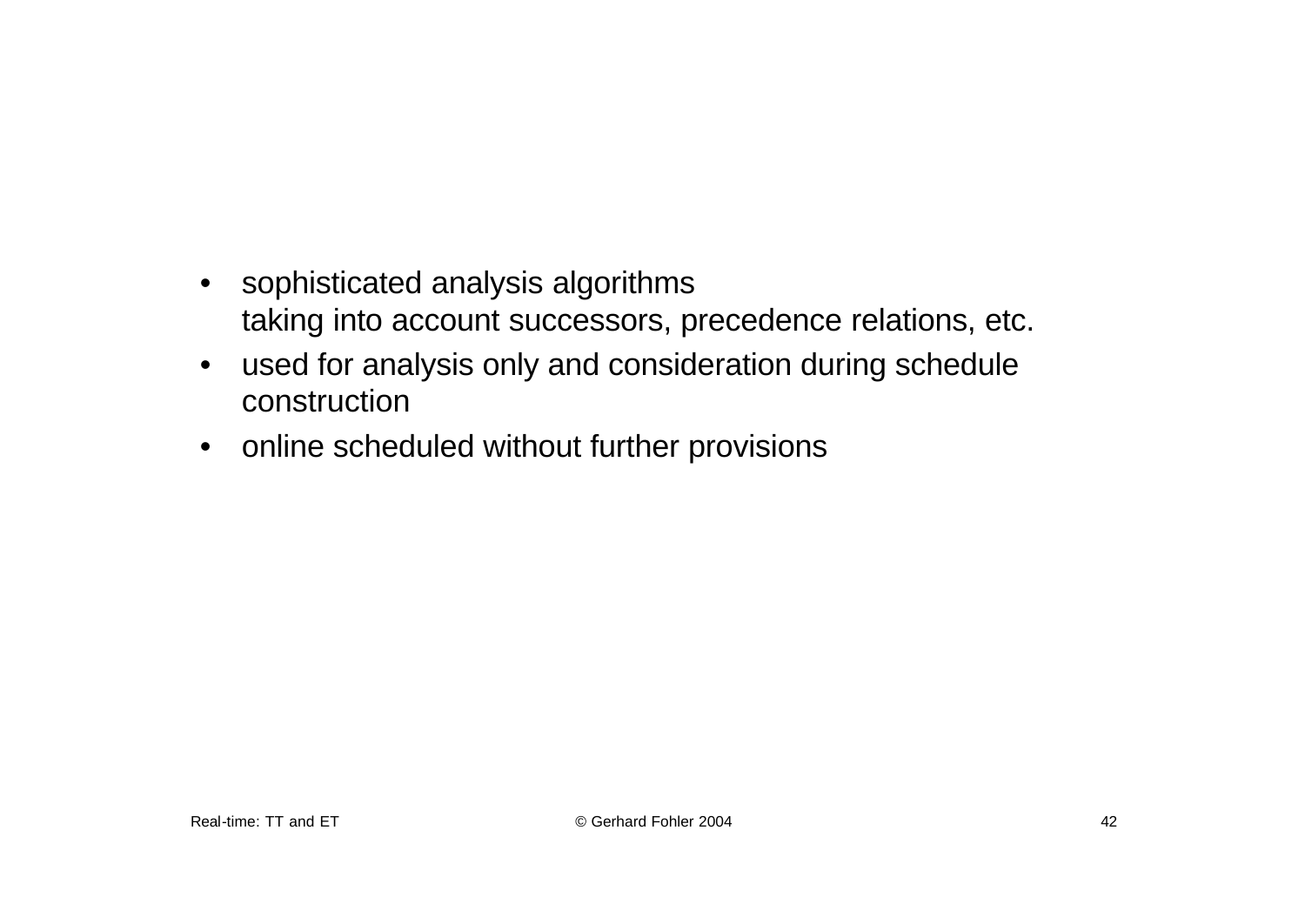- sophisticated analysis algorithms
  taking into account successors, precedence relations, etc.
- used for analysis only and consideration during schedule construction
- online scheduled without further provisions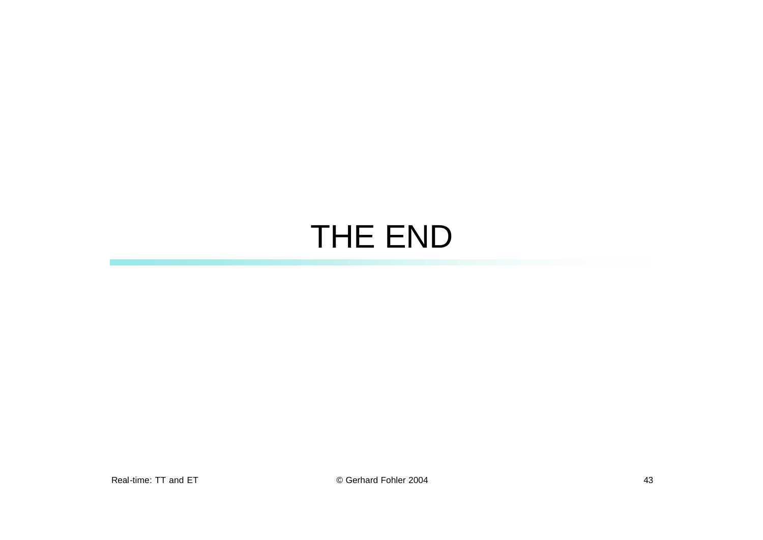# THE END